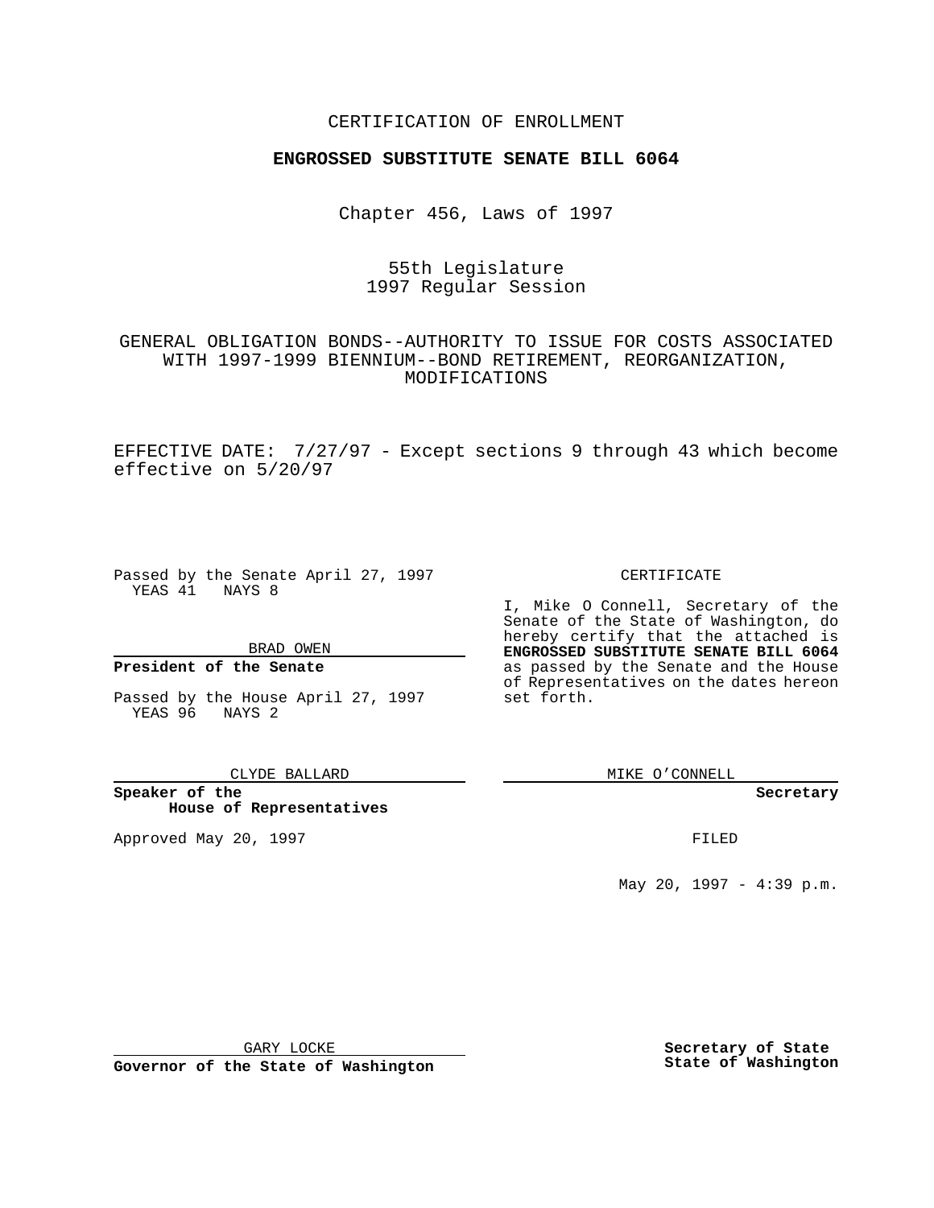CERTIFICATION OF ENROLLMENT

**ENGROSSED SUBSTITUTE SENATE BILL 6064**

Chapter 456, Laws of 1997

55th Legislature
1997 Regular Session

GENERAL OBLIGATION BONDS--AUTHORITY TO ISSUE FOR COSTS ASSOCIATED WITH 1997-1999 BIENNIUM--BOND RETIREMENT, REORGANIZATION, MODIFICATIONS

EFFECTIVE DATE: 7/27/97 - Except sections 9 through 43 which become effective on 5/20/97

Passed by the Senate April 27, 1997
YEAS 41 NAYS 8

BRAD OWEN

**President of the Senate**

Passed by the House April 27, 1997
YEAS 96 NAYS 2

CLYDE BALLARD

**Speaker of the House of Representatives**

Approved May 20, 1997

GARY LOCKE

**Governor of the State of Washington**

CERTIFICATE

I, Mike O Connell, Secretary of the Senate of the State of Washington, do hereby certify that the attached is **ENGROSSED SUBSTITUTE SENATE BILL 6064** as passed by the Senate and the House of Representatives on the dates hereon set forth.

MIKE O'CONNELL

**Secretary**

FILED

May 20, 1997 - 4:39 p.m.

**Secretary of State**
**State of Washington**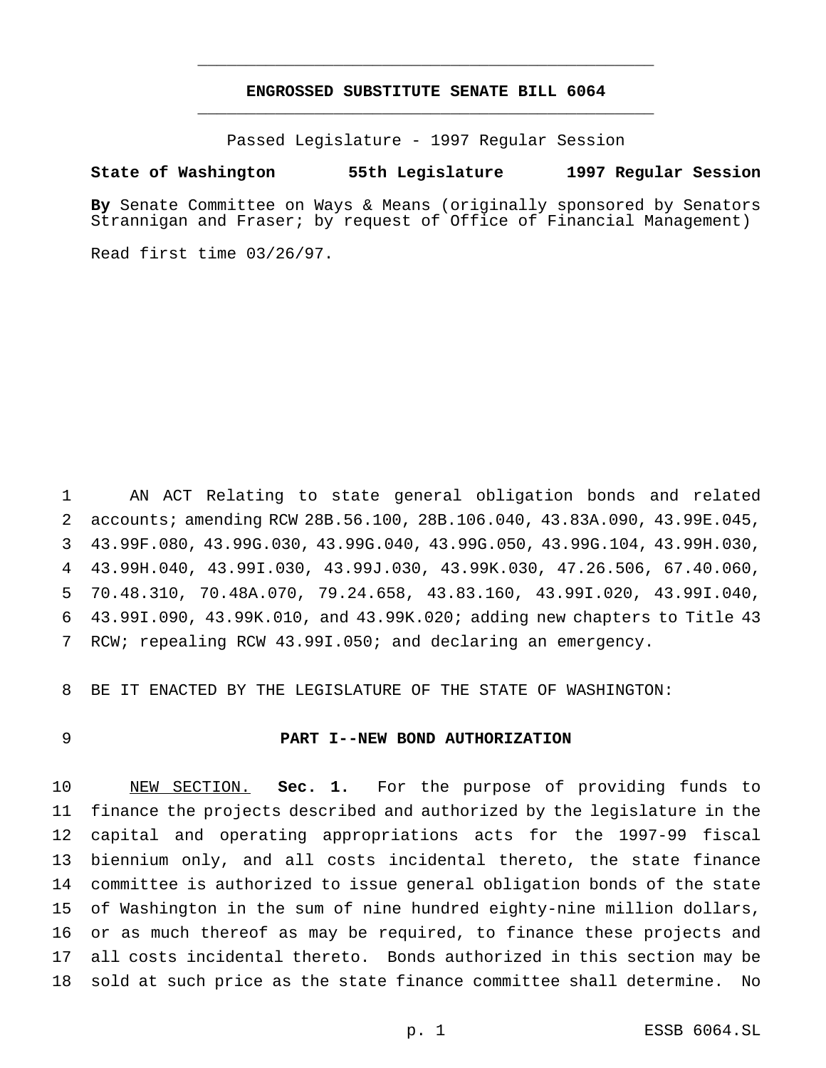# ENGROSSED SUBSTITUTE SENATE BILL 6064

Passed Legislature - 1997 Regular Session

**State of Washington 55th Legislature 1997 Regular Session**

**By** Senate Committee on Ways & Means (originally sponsored by Senators Strannigan and Fraser; by request of Office of Financial Management)

Read first time 03/26/97.

AN ACT Relating to state general obligation bonds and related accounts; amending RCW 28B.56.100, 28B.106.040, 43.83A.090, 43.99E.045, 43.99F.080, 43.99G.030, 43.99G.040, 43.99G.050, 43.99G.104, 43.99H.030, 43.99H.040, 43.99I.030, 43.99J.030, 43.99K.030, 47.26.506, 67.40.060, 70.48.310, 70.48A.070, 79.24.658, 43.83.160, 43.99I.020, 43.99I.040, 43.99I.090, 43.99K.010, and 43.99K.020; adding new chapters to Title 43 RCW; repealing RCW 43.99I.050; and declaring an emergency.

BE IT ENACTED BY THE LEGISLATURE OF THE STATE OF WASHINGTON:

## PART I--NEW BOND AUTHORIZATION

NEW SECTION. **Sec. 1.** For the purpose of providing funds to finance the projects described and authorized by the legislature in the capital and operating appropriations acts for the 1997-99 fiscal biennium only, and all costs incidental thereto, the state finance committee is authorized to issue general obligation bonds of the state of Washington in the sum of nine hundred eighty-nine million dollars, or as much thereof as may be required, to finance these projects and all costs incidental thereto. Bonds authorized in this section may be sold at such price as the state finance committee shall determine. No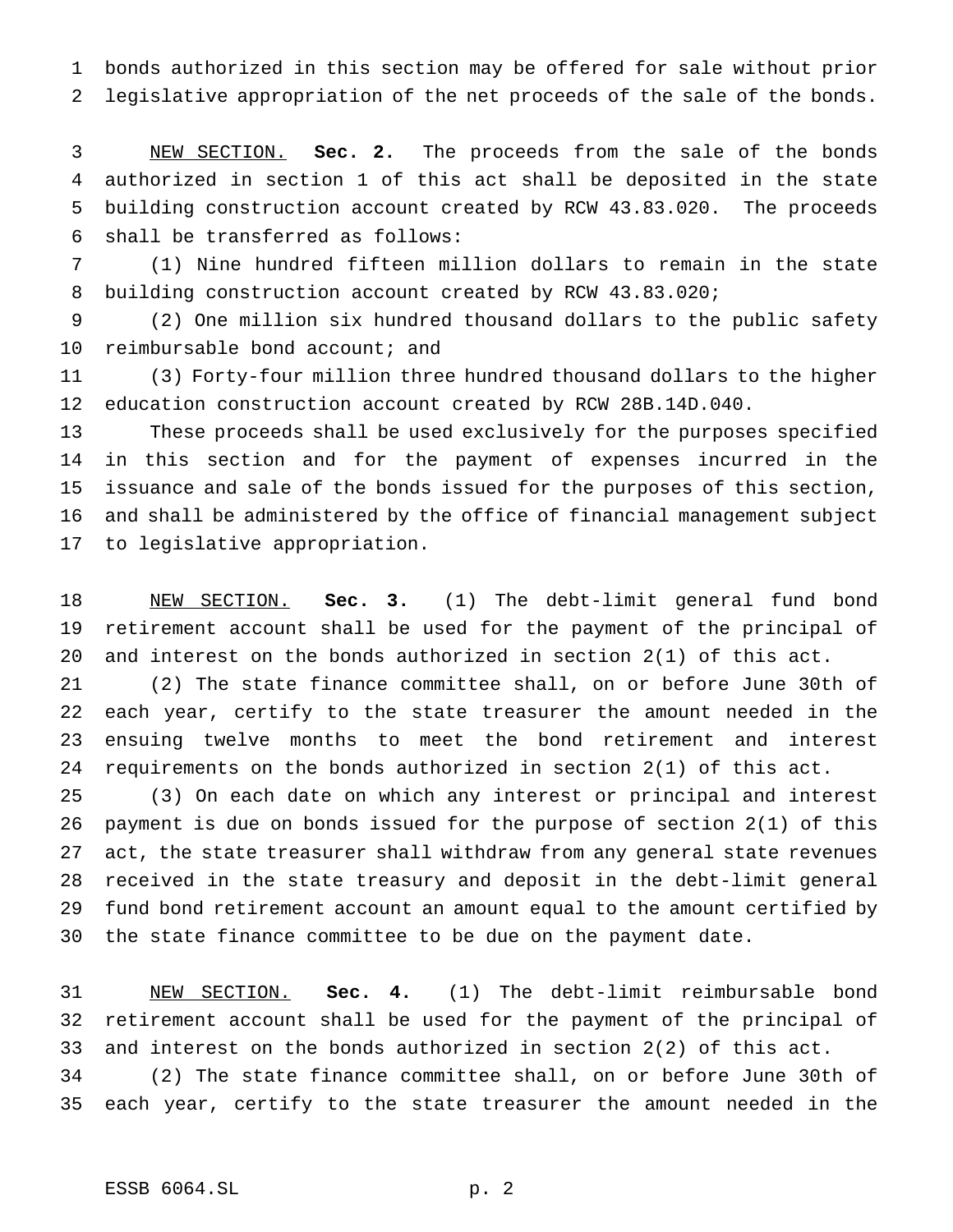bonds authorized in this section may be offered for sale without prior legislative appropriation of the net proceeds of the sale of the bonds.

NEW SECTION. **Sec. 2.** The proceeds from the sale of the bonds authorized in section 1 of this act shall be deposited in the state building construction account created by RCW 43.83.020. The proceeds shall be transferred as follows:

(1) Nine hundred fifteen million dollars to remain in the state building construction account created by RCW 43.83.020;

(2) One million six hundred thousand dollars to the public safety reimbursable bond account; and

(3) Forty-four million three hundred thousand dollars to the higher education construction account created by RCW 28B.14D.040.

These proceeds shall be used exclusively for the purposes specified in this section and for the payment of expenses incurred in the issuance and sale of the bonds issued for the purposes of this section, and shall be administered by the office of financial management subject to legislative appropriation.

NEW SECTION. **Sec. 3.** (1) The debt-limit general fund bond retirement account shall be used for the payment of the principal of and interest on the bonds authorized in section 2(1) of this act.

(2) The state finance committee shall, on or before June 30th of each year, certify to the state treasurer the amount needed in the ensuing twelve months to meet the bond retirement and interest requirements on the bonds authorized in section 2(1) of this act.

(3) On each date on which any interest or principal and interest payment is due on bonds issued for the purpose of section 2(1) of this act, the state treasurer shall withdraw from any general state revenues received in the state treasury and deposit in the debt-limit general fund bond retirement account an amount equal to the amount certified by the state finance committee to be due on the payment date.

NEW SECTION. **Sec. 4.** (1) The debt-limit reimbursable bond retirement account shall be used for the payment of the principal of and interest on the bonds authorized in section 2(2) of this act.

(2) The state finance committee shall, on or before June 30th of each year, certify to the state treasurer the amount needed in the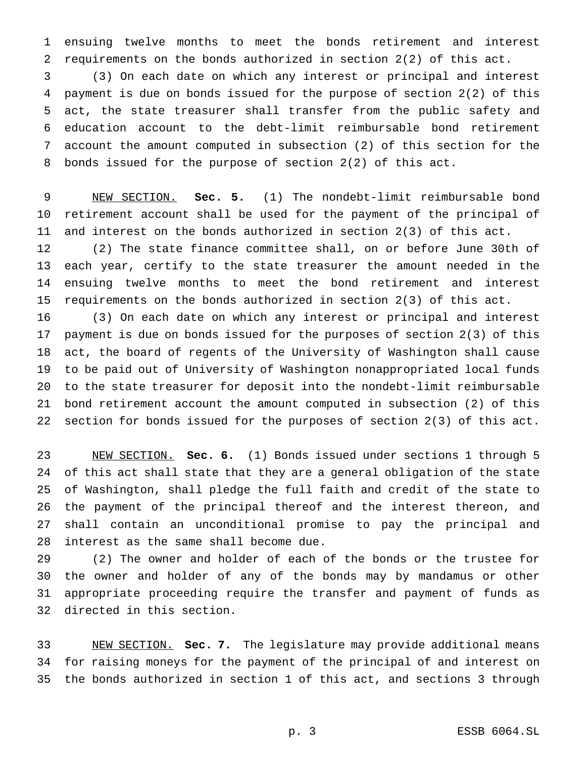ensuing twelve months to meet the bonds retirement and interest requirements on the bonds authorized in section 2(2) of this act.

(3) On each date on which any interest or principal and interest payment is due on bonds issued for the purpose of section 2(2) of this act, the state treasurer shall transfer from the public safety and education account to the debt-limit reimbursable bond retirement account the amount computed in subsection (2) of this section for the bonds issued for the purpose of section 2(2) of this act.

NEW SECTION. **Sec. 5.** (1) The nondebt-limit reimbursable bond retirement account shall be used for the payment of the principal of and interest on the bonds authorized in section 2(3) of this act.

(2) The state finance committee shall, on or before June 30th of each year, certify to the state treasurer the amount needed in the ensuing twelve months to meet the bond retirement and interest requirements on the bonds authorized in section 2(3) of this act.

(3) On each date on which any interest or principal and interest payment is due on bonds issued for the purposes of section 2(3) of this act, the board of regents of the University of Washington shall cause to be paid out of University of Washington nonappropriated local funds to the state treasurer for deposit into the nondebt-limit reimbursable bond retirement account the amount computed in subsection (2) of this section for bonds issued for the purposes of section 2(3) of this act.

NEW SECTION. **Sec. 6.** (1) Bonds issued under sections 1 through 5 of this act shall state that they are a general obligation of the state of Washington, shall pledge the full faith and credit of the state to the payment of the principal thereof and the interest thereon, and shall contain an unconditional promise to pay the principal and interest as the same shall become due.

(2) The owner and holder of each of the bonds or the trustee for the owner and holder of any of the bonds may by mandamus or other appropriate proceeding require the transfer and payment of funds as directed in this section.

NEW SECTION. **Sec. 7.** The legislature may provide additional means for raising moneys for the payment of the principal of and interest on the bonds authorized in section 1 of this act, and sections 3 through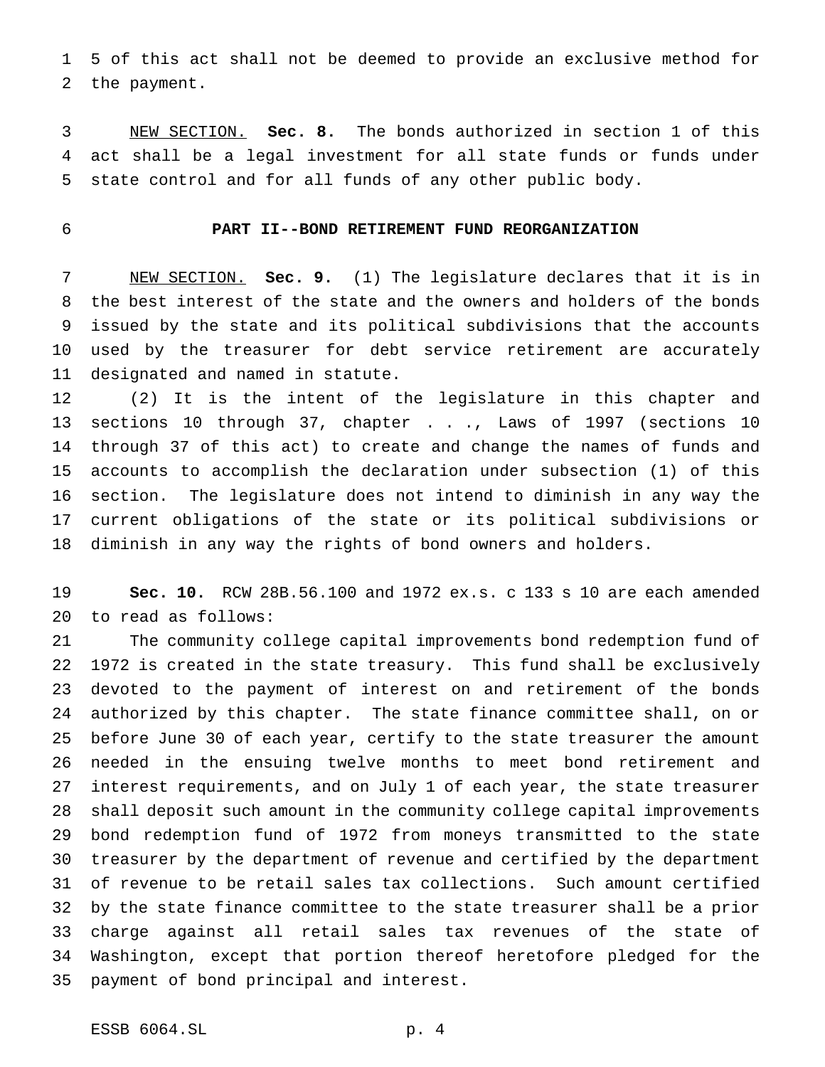5 of this act shall not be deemed to provide an exclusive method for the payment.

NEW SECTION. **Sec. 8.** The bonds authorized in section 1 of this act shall be a legal investment for all state funds or funds under state control and for all funds of any other public body.

**PART II--BOND RETIREMENT FUND REORGANIZATION**

NEW SECTION. **Sec. 9.** (1) The legislature declares that it is in the best interest of the state and the owners and holders of the bonds issued by the state and its political subdivisions that the accounts used by the treasurer for debt service retirement are accurately designated and named in statute.

(2) It is the intent of the legislature in this chapter and sections 10 through 37, chapter . . ., Laws of 1997 (sections 10 through 37 of this act) to create and change the names of funds and accounts to accomplish the declaration under subsection (1) of this section. The legislature does not intend to diminish in any way the current obligations of the state or its political subdivisions or diminish in any way the rights of bond owners and holders.

**Sec. 10.** RCW 28B.56.100 and 1972 ex.s. c 133 s 10 are each amended to read as follows:

The community college capital improvements bond redemption fund of 1972 is created in the state treasury. This fund shall be exclusively devoted to the payment of interest on and retirement of the bonds authorized by this chapter. The state finance committee shall, on or before June 30 of each year, certify to the state treasurer the amount needed in the ensuing twelve months to meet bond retirement and interest requirements, and on July 1 of each year, the state treasurer shall deposit such amount in the community college capital improvements bond redemption fund of 1972 from moneys transmitted to the state treasurer by the department of revenue and certified by the department of revenue to be retail sales tax collections. Such amount certified by the state finance committee to the state treasurer shall be a prior charge against all retail sales tax revenues of the state of Washington, except that portion thereof heretofore pledged for the payment of bond principal and interest.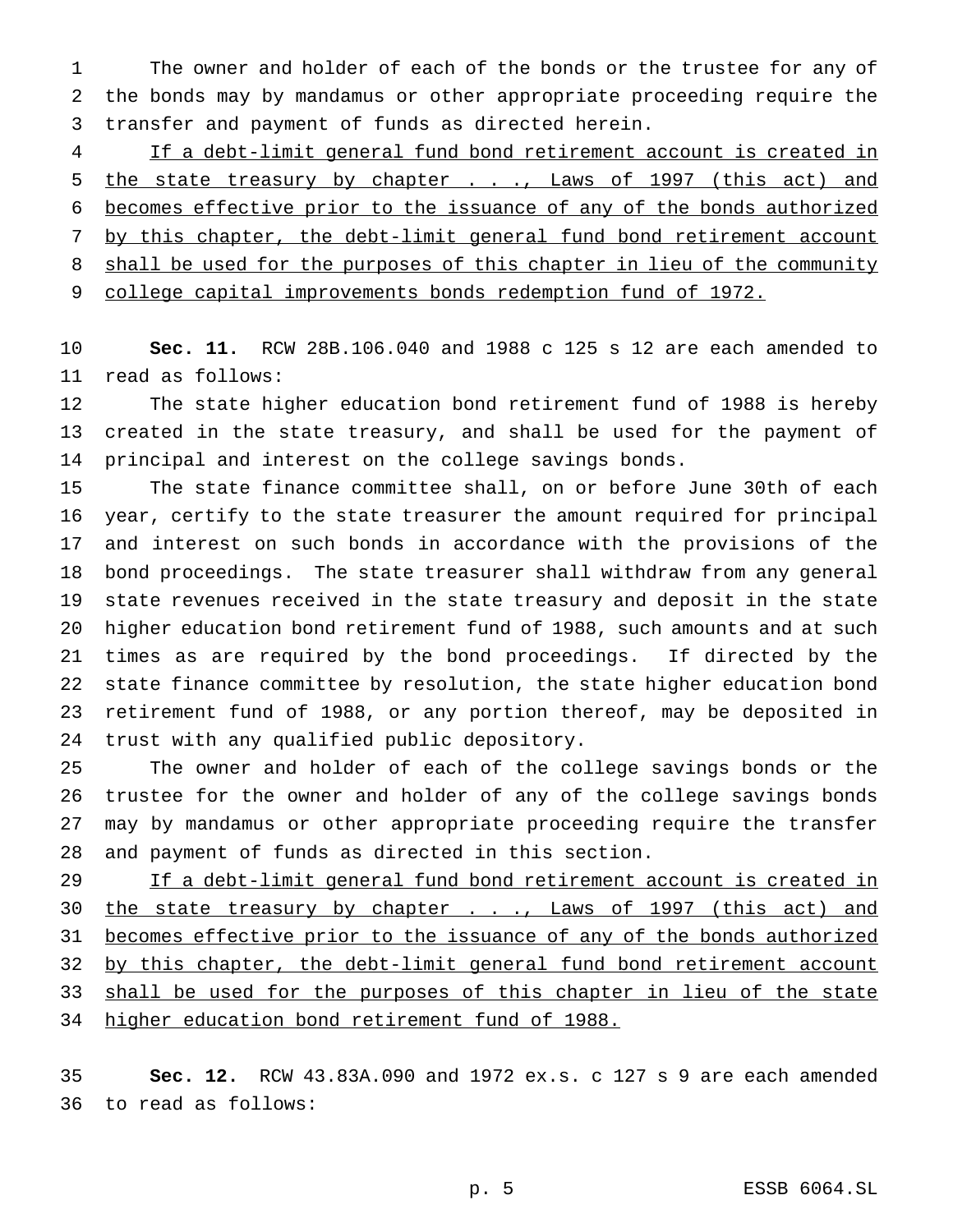The owner and holder of each of the bonds or the trustee for any of the bonds may by mandamus or other appropriate proceeding require the transfer and payment of funds as directed herein.

<u>If a debt-limit general fund bond retirement account is created in the state treasury by chapter . . ., Laws of 1997 (this act) and becomes effective prior to the issuance of any of the bonds authorized by this chapter, the debt-limit general fund bond retirement account shall be used for the purposes of this chapter in lieu of the community college capital improvements bonds redemption fund of 1972.</u>

**Sec. 11.** RCW 28B.106.040 and 1988 c 125 s 12 are each amended to read as follows:

The state higher education bond retirement fund of 1988 is hereby created in the state treasury, and shall be used for the payment of principal and interest on the college savings bonds.

The state finance committee shall, on or before June 30th of each year, certify to the state treasurer the amount required for principal and interest on such bonds in accordance with the provisions of the bond proceedings. The state treasurer shall withdraw from any general state revenues received in the state treasury and deposit in the state higher education bond retirement fund of 1988, such amounts and at such times as are required by the bond proceedings. If directed by the state finance committee by resolution, the state higher education bond retirement fund of 1988, or any portion thereof, may be deposited in trust with any qualified public depository.

The owner and holder of each of the college savings bonds or the trustee for the owner and holder of any of the college savings bonds may by mandamus or other appropriate proceeding require the transfer and payment of funds as directed in this section.

<u>If a debt-limit general fund bond retirement account is created in the state treasury by chapter . . ., Laws of 1997 (this act) and becomes effective prior to the issuance of any of the bonds authorized by this chapter, the debt-limit general fund bond retirement account shall be used for the purposes of this chapter in lieu of the state higher education bond retirement fund of 1988.</u>

**Sec. 12.** RCW 43.83A.090 and 1972 ex.s. c 127 s 9 are each amended to read as follows: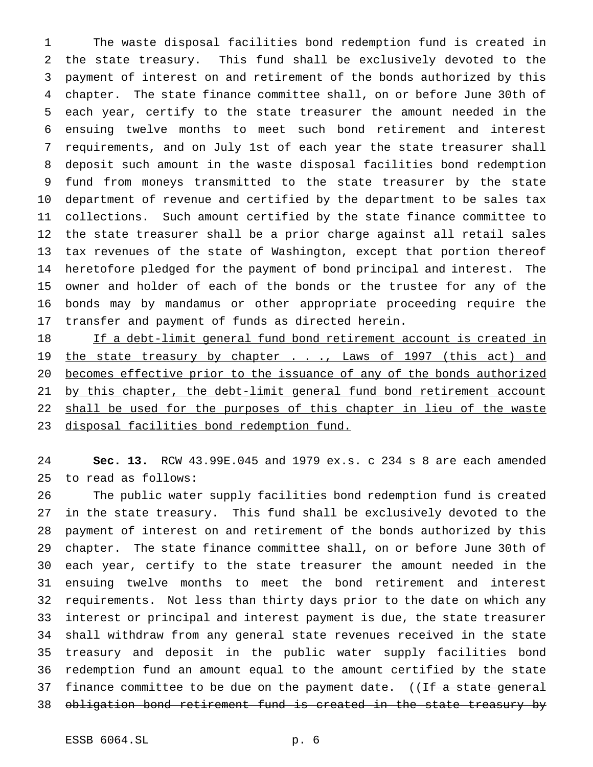The waste disposal facilities bond redemption fund is created in the state treasury. This fund shall be exclusively devoted to the payment of interest on and retirement of the bonds authorized by this chapter. The state finance committee shall, on or before June 30th of each year, certify to the state treasurer the amount needed in the ensuing twelve months to meet such bond retirement and interest requirements, and on July 1st of each year the state treasurer shall deposit such amount in the waste disposal facilities bond redemption fund from moneys transmitted to the state treasurer by the state department of revenue and certified by the department to be sales tax collections. Such amount certified by the state finance committee to the state treasurer shall be a prior charge against all retail sales tax revenues of the state of Washington, except that portion thereof heretofore pledged for the payment of bond principal and interest. The owner and holder of each of the bonds or the trustee for any of the bonds may by mandamus or other appropriate proceeding require the transfer and payment of funds as directed herein.

<u>If a debt-limit general fund bond retirement account is created in the state treasury by chapter . . ., Laws of 1997 (this act) and becomes effective prior to the issuance of any of the bonds authorized by this chapter, the debt-limit general fund bond retirement account shall be used for the purposes of this chapter in lieu of the waste disposal facilities bond redemption fund.</u>

**Sec. 13.** RCW 43.99E.045 and 1979 ex.s. c 234 s 8 are each amended to read as follows:

The public water supply facilities bond redemption fund is created in the state treasury. This fund shall be exclusively devoted to the payment of interest on and retirement of the bonds authorized by this chapter. The state finance committee shall, on or before June 30th of each year, certify to the state treasurer the amount needed in the ensuing twelve months to meet the bond retirement and interest requirements. Not less than thirty days prior to the date on which any interest or principal and interest payment is due, the state treasurer shall withdraw from any general state revenues received in the state treasury and deposit in the public water supply facilities bond redemption fund an amount equal to the amount certified by the state finance committee to be due on the payment date. ((~~If a state general obligation bond retirement fund is created in the state treasury by~~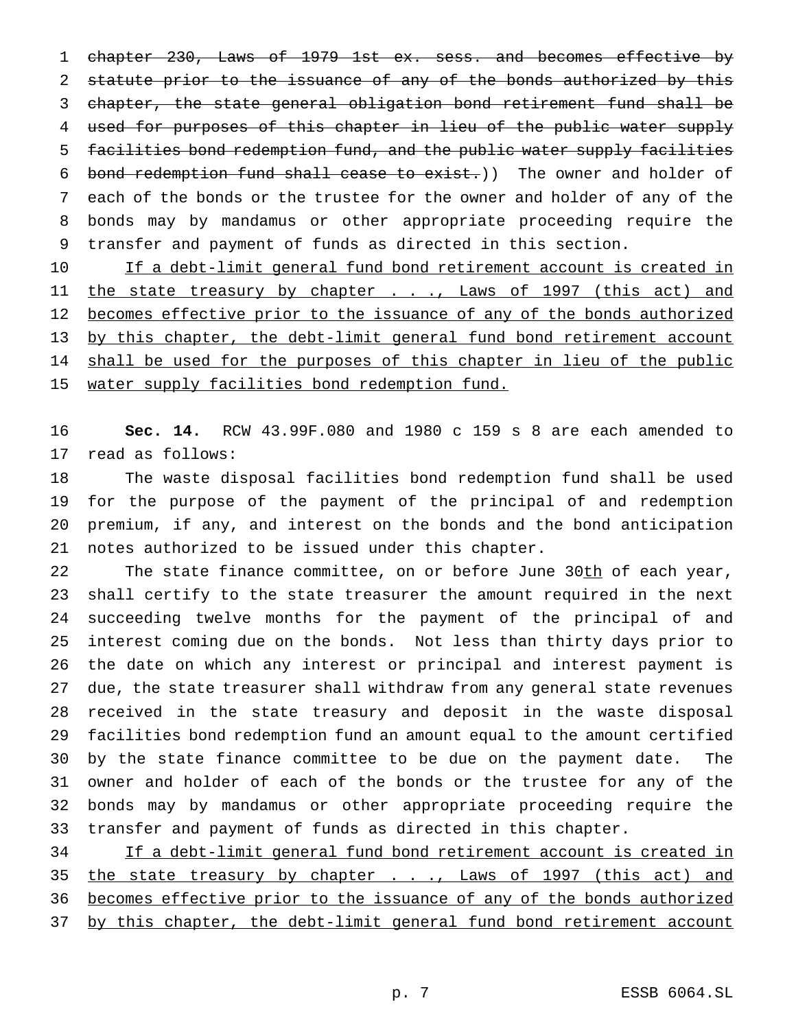~~chapter 230, Laws of 1979 1st ex. sess. and becomes effective by statute prior to the issuance of any of the bonds authorized by this chapter, the state general obligation bond retirement fund shall be used for purposes of this chapter in lieu of the public water supply facilities bond redemption fund, and the public water supply facilities bond redemption fund shall cease to exist.~~)) The owner and holder of each of the bonds or the trustee for the owner and holder of any of the bonds may by mandamus or other appropriate proceeding require the transfer and payment of funds as directed in this section.

<u>If a debt-limit general fund bond retirement account is created in the state treasury by chapter . . ., Laws of 1997 (this act) and becomes effective prior to the issuance of any of the bonds authorized by this chapter, the debt-limit general fund bond retirement account shall be used for the purposes of this chapter in lieu of the public water supply facilities bond redemption fund.</u>

**Sec. 14.** RCW 43.99F.080 and 1980 c 159 s 8 are each amended to read as follows:

The waste disposal facilities bond redemption fund shall be used for the purpose of the payment of the principal of and redemption premium, if any, and interest on the bonds and the bond anticipation notes authorized to be issued under this chapter.

The state finance committee, on or before June 30<u>th</u> of each year, shall certify to the state treasurer the amount required in the next succeeding twelve months for the payment of the principal of and interest coming due on the bonds. Not less than thirty days prior to the date on which any interest or principal and interest payment is due, the state treasurer shall withdraw from any general state revenues received in the state treasury and deposit in the waste disposal facilities bond redemption fund an amount equal to the amount certified by the state finance committee to be due on the payment date. The owner and holder of each of the bonds or the trustee for any of the bonds may by mandamus or other appropriate proceeding require the transfer and payment of funds as directed in this chapter.

<u>If a debt-limit general fund bond retirement account is created in the state treasury by chapter . . ., Laws of 1997 (this act) and becomes effective prior to the issuance of any of the bonds authorized by this chapter, the debt-limit general fund bond retirement account</u>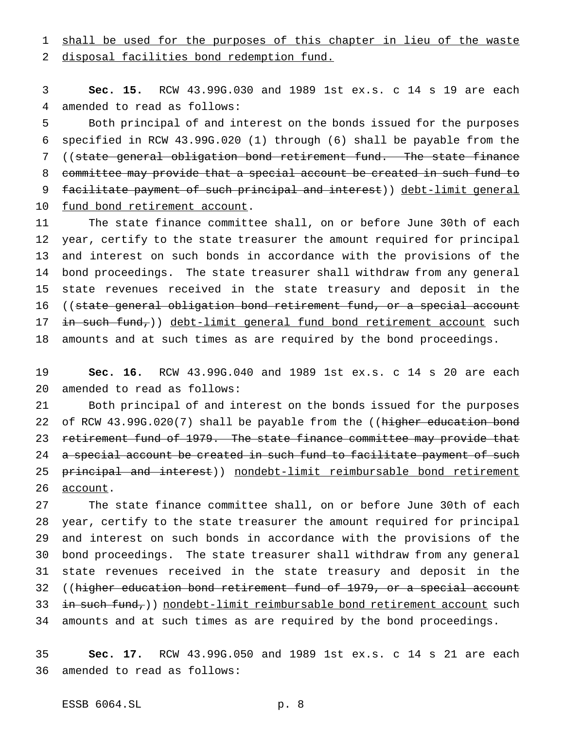shall be used for the purposes of this chapter in lieu of the waste disposal facilities bond redemption fund.

**Sec. 15.** RCW 43.99G.030 and 1989 1st ex.s. c 14 s 19 are each amended to read as follows:

Both principal of and interest on the bonds issued for the purposes specified in RCW 43.99G.020 (1) through (6) shall be payable from the ((~~state general obligation bond retirement fund. The state finance committee may provide that a special account be created in such fund to facilitate payment of such principal and interest~~)) debt-limit general fund bond retirement account.

The state finance committee shall, on or before June 30th of each year, certify to the state treasurer the amount required for principal and interest on such bonds in accordance with the provisions of the bond proceedings. The state treasurer shall withdraw from any general state revenues received in the state treasury and deposit in the ((~~state general obligation bond retirement fund, or a special account in such fund,~~)) debt-limit general fund bond retirement account such amounts and at such times as are required by the bond proceedings.

**Sec. 16.** RCW 43.99G.040 and 1989 1st ex.s. c 14 s 20 are each amended to read as follows:

Both principal of and interest on the bonds issued for the purposes of RCW 43.99G.020(7) shall be payable from the ((~~higher education bond retirement fund of 1979. The state finance committee may provide that a special account be created in such fund to facilitate payment of such principal and interest~~)) nondebt-limit reimbursable bond retirement account.

The state finance committee shall, on or before June 30th of each year, certify to the state treasurer the amount required for principal and interest on such bonds in accordance with the provisions of the bond proceedings. The state treasurer shall withdraw from any general state revenues received in the state treasury and deposit in the ((~~higher education bond retirement fund of 1979, or a special account in such fund,~~)) nondebt-limit reimbursable bond retirement account such amounts and at such times as are required by the bond proceedings.

**Sec. 17.** RCW 43.99G.050 and 1989 1st ex.s. c 14 s 21 are each amended to read as follows: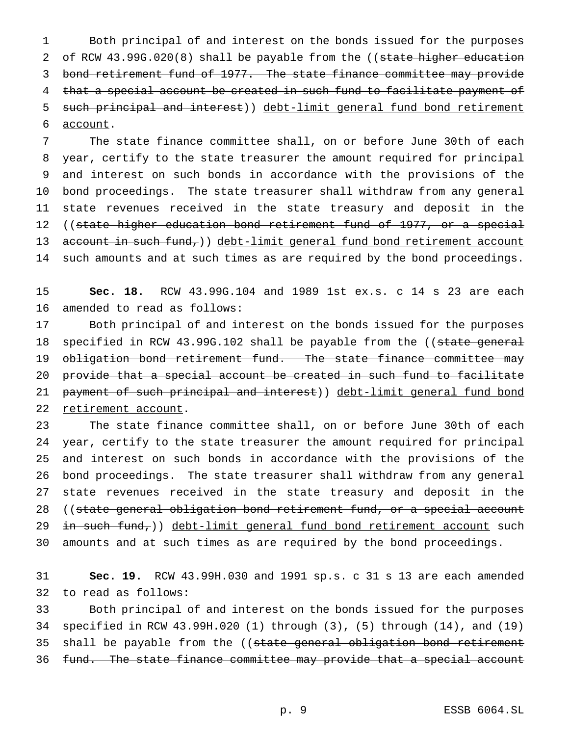Both principal of and interest on the bonds issued for the purposes of RCW 43.99G.020(8) shall be payable from the ((~~state higher education bond retirement fund of 1977. The state finance committee may provide that a special account be created in such fund to facilitate payment of such principal and interest~~)) <u>debt-limit general fund bond retirement account</u>.

The state finance committee shall, on or before June 30th of each year, certify to the state treasurer the amount required for principal and interest on such bonds in accordance with the provisions of the bond proceedings. The state treasurer shall withdraw from any general state revenues received in the state treasury and deposit in the ((~~state higher education bond retirement fund of 1977, or a special account in such fund,~~)) <u>debt-limit general fund bond retirement account</u> such amounts and at such times as are required by the bond proceedings.

**Sec. 18.** RCW 43.99G.104 and 1989 1st ex.s. c 14 s 23 are each amended to read as follows:

Both principal of and interest on the bonds issued for the purposes specified in RCW 43.99G.102 shall be payable from the ((~~state general obligation bond retirement fund. The state finance committee may provide that a special account be created in such fund to facilitate payment of such principal and interest~~)) <u>debt-limit general fund bond retirement account</u>.

The state finance committee shall, on or before June 30th of each year, certify to the state treasurer the amount required for principal and interest on such bonds in accordance with the provisions of the bond proceedings. The state treasurer shall withdraw from any general state revenues received in the state treasury and deposit in the ((~~state general obligation bond retirement fund, or a special account in such fund,~~)) <u>debt-limit general fund bond retirement account</u> such amounts and at such times as are required by the bond proceedings.

**Sec. 19.** RCW 43.99H.030 and 1991 sp.s. c 31 s 13 are each amended to read as follows:

Both principal of and interest on the bonds issued for the purposes specified in RCW 43.99H.020 (1) through (3), (5) through (14), and (19) shall be payable from the ((~~state general obligation bond retirement fund. The state finance committee may provide that a special account~~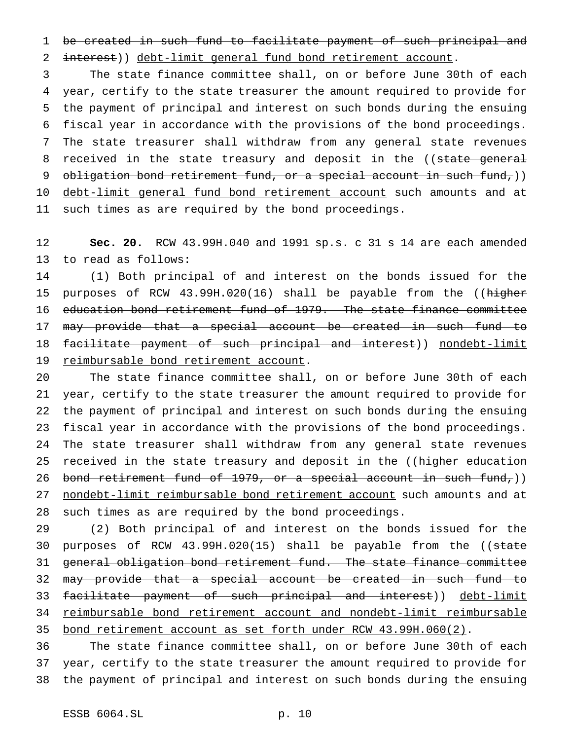~~be created in such fund to facilitate payment of such principal and interest~~)) <u>debt-limit general fund bond retirement account</u>.

The state finance committee shall, on or before June 30th of each year, certify to the state treasurer the amount required to provide for the payment of principal and interest on such bonds during the ensuing fiscal year in accordance with the provisions of the bond proceedings. The state treasurer shall withdraw from any general state revenues received in the state treasury and deposit in the ((~~state general obligation bond retirement fund, or a special account in such fund,~~)) <u>debt-limit general fund bond retirement account</u> such amounts and at such times as are required by the bond proceedings.

**Sec. 20.** RCW 43.99H.040 and 1991 sp.s. c 31 s 14 are each amended to read as follows:

(1) Both principal of and interest on the bonds issued for the purposes of RCW 43.99H.020(16) shall be payable from the ((~~higher education bond retirement fund of 1979. The state finance committee may provide that a special account be created in such fund to facilitate payment of such principal and interest~~)) <u>nondebt-limit reimbursable bond retirement account</u>.

The state finance committee shall, on or before June 30th of each year, certify to the state treasurer the amount required to provide for the payment of principal and interest on such bonds during the ensuing fiscal year in accordance with the provisions of the bond proceedings. The state treasurer shall withdraw from any general state revenues received in the state treasury and deposit in the ((~~higher education bond retirement fund of 1979, or a special account in such fund,~~)) <u>nondebt-limit reimbursable bond retirement account</u> such amounts and at such times as are required by the bond proceedings.

(2) Both principal of and interest on the bonds issued for the purposes of RCW 43.99H.020(15) shall be payable from the ((~~state general obligation bond retirement fund. The state finance committee may provide that a special account be created in such fund to facilitate payment of such principal and interest~~)) <u>debt-limit reimbursable bond retirement account and nondebt-limit reimbursable bond retirement account as set forth under RCW 43.99H.060(2)</u>.

The state finance committee shall, on or before June 30th of each year, certify to the state treasurer the amount required to provide for the payment of principal and interest on such bonds during the ensuing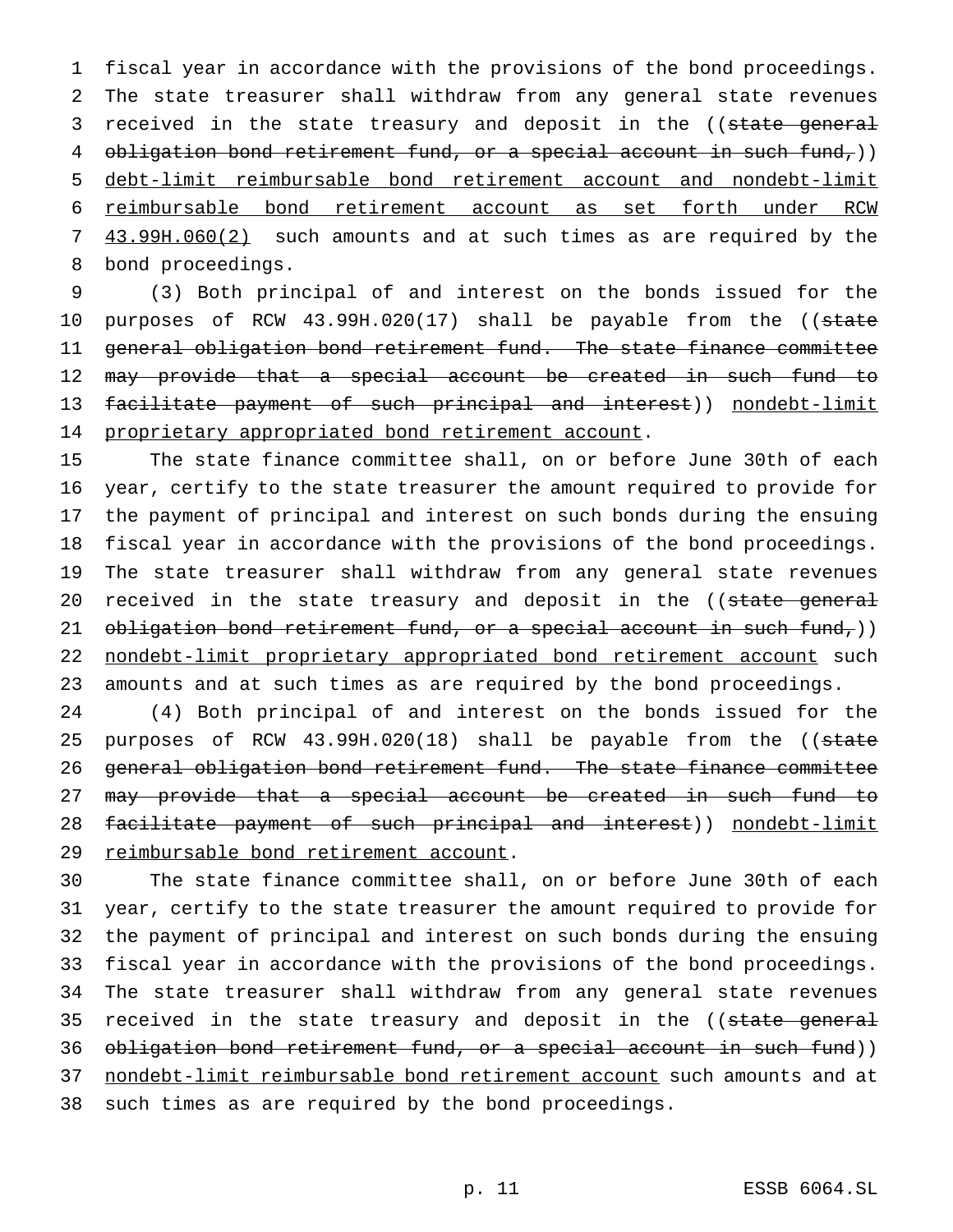fiscal year in accordance with the provisions of the bond proceedings. The state treasurer shall withdraw from any general state revenues received in the state treasury and deposit in the ((~~state general obligation bond retirement fund, or a special account in such fund,~~)) debt-limit reimbursable bond retirement account and nondebt-limit reimbursable bond retirement account as set forth under RCW 43.99H.060(2) such amounts and at such times as are required by the bond proceedings.

(3) Both principal of and interest on the bonds issued for the purposes of RCW 43.99H.020(17) shall be payable from the ((~~state general obligation bond retirement fund. The state finance committee may provide that a special account be created in such fund to facilitate payment of such principal and interest~~)) nondebt-limit proprietary appropriated bond retirement account.

The state finance committee shall, on or before June 30th of each year, certify to the state treasurer the amount required to provide for the payment of principal and interest on such bonds during the ensuing fiscal year in accordance with the provisions of the bond proceedings. The state treasurer shall withdraw from any general state revenues received in the state treasury and deposit in the ((~~state general obligation bond retirement fund, or a special account in such fund,~~)) nondebt-limit proprietary appropriated bond retirement account such amounts and at such times as are required by the bond proceedings.

(4) Both principal of and interest on the bonds issued for the purposes of RCW 43.99H.020(18) shall be payable from the ((~~state general obligation bond retirement fund. The state finance committee may provide that a special account be created in such fund to facilitate payment of such principal and interest~~)) nondebt-limit reimbursable bond retirement account.

The state finance committee shall, on or before June 30th of each year, certify to the state treasurer the amount required to provide for the payment of principal and interest on such bonds during the ensuing fiscal year in accordance with the provisions of the bond proceedings. The state treasurer shall withdraw from any general state revenues received in the state treasury and deposit in the ((~~state general obligation bond retirement fund, or a special account in such fund~~)) nondebt-limit reimbursable bond retirement account such amounts and at such times as are required by the bond proceedings.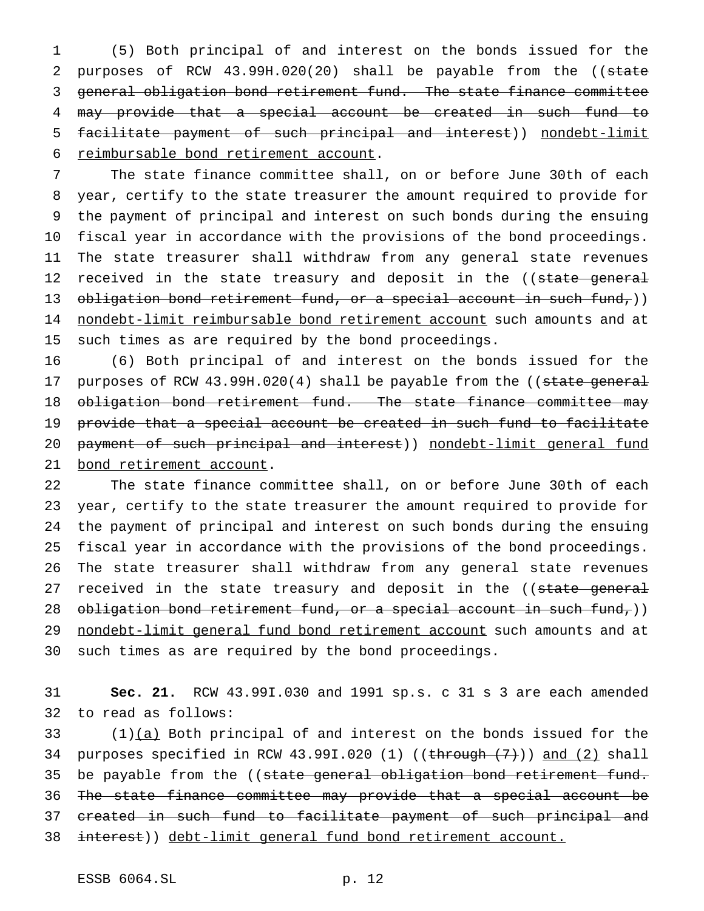(5) Both principal of and interest on the bonds issued for the purposes of RCW 43.99H.020(20) shall be payable from the ((~~state general obligation bond retirement fund. The state finance committee may provide that a special account be created in such fund to facilitate payment of such principal and interest~~)) nondebt-limit reimbursable bond retirement account.

The state finance committee shall, on or before June 30th of each year, certify to the state treasurer the amount required to provide for the payment of principal and interest on such bonds during the ensuing fiscal year in accordance with the provisions of the bond proceedings. The state treasurer shall withdraw from any general state revenues received in the state treasury and deposit in the ((~~state general obligation bond retirement fund, or a special account in such fund,~~)) nondebt-limit reimbursable bond retirement account such amounts and at such times as are required by the bond proceedings.

(6) Both principal of and interest on the bonds issued for the purposes of RCW 43.99H.020(4) shall be payable from the ((~~state general obligation bond retirement fund. The state finance committee may provide that a special account be created in such fund to facilitate payment of such principal and interest~~)) nondebt-limit general fund bond retirement account.

The state finance committee shall, on or before June 30th of each year, certify to the state treasurer the amount required to provide for the payment of principal and interest on such bonds during the ensuing fiscal year in accordance with the provisions of the bond proceedings. The state treasurer shall withdraw from any general state revenues received in the state treasury and deposit in the ((~~state general obligation bond retirement fund, or a special account in such fund,~~)) nondebt-limit general fund bond retirement account such amounts and at such times as are required by the bond proceedings.

**Sec. 21.** RCW 43.99I.030 and 1991 sp.s. c 31 s 3 are each amended to read as follows:

(1)(a) Both principal of and interest on the bonds issued for the purposes specified in RCW 43.99I.020 (1) ((~~through (7)~~)) and (2) shall be payable from the ((~~state general obligation bond retirement fund. The state finance committee may provide that a special account be created in such fund to facilitate payment of such principal and interest~~)) debt-limit general fund bond retirement account.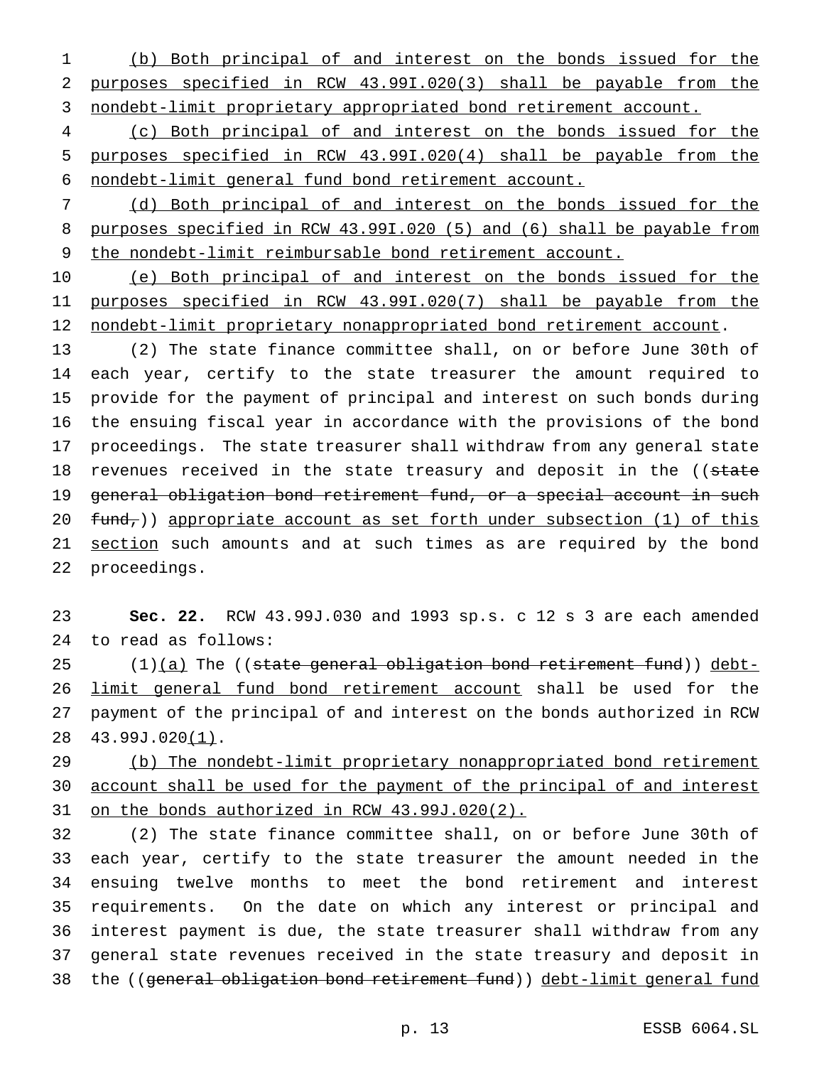(b) Both principal of and interest on the bonds issued for the purposes specified in RCW 43.99I.020(3) shall be payable from the nondebt-limit proprietary appropriated bond retirement account.

(c) Both principal of and interest on the bonds issued for the purposes specified in RCW 43.99I.020(4) shall be payable from the nondebt-limit general fund bond retirement account.

(d) Both principal of and interest on the bonds issued for the purposes specified in RCW 43.99I.020 (5) and (6) shall be payable from the nondebt-limit reimbursable bond retirement account.

(e) Both principal of and interest on the bonds issued for the purposes specified in RCW 43.99I.020(7) shall be payable from the nondebt-limit proprietary nonappropriated bond retirement account.

(2) The state finance committee shall, on or before June 30th of each year, certify to the state treasurer the amount required to provide for the payment of principal and interest on such bonds during the ensuing fiscal year in accordance with the provisions of the bond proceedings. The state treasurer shall withdraw from any general state revenues received in the state treasury and deposit in the ((~~state general obligation bond retirement fund, or a special account in such fund,~~)) appropriate account as set forth under subsection (1) of this section such amounts and at such times as are required by the bond proceedings.

**Sec. 22.** RCW 43.99J.030 and 1993 sp.s. c 12 s 3 are each amended to read as follows:

(1)(a) The ((~~state general obligation bond retirement fund~~)) debt-limit general fund bond retirement account shall be used for the payment of the principal of and interest on the bonds authorized in RCW 43.99J.020(1).

(b) The nondebt-limit proprietary nonappropriated bond retirement account shall be used for the payment of the principal of and interest on the bonds authorized in RCW 43.99J.020(2).

(2) The state finance committee shall, on or before June 30th of each year, certify to the state treasurer the amount needed in the ensuing twelve months to meet the bond retirement and interest requirements. On the date on which any interest or principal and interest payment is due, the state treasurer shall withdraw from any general state revenues received in the state treasury and deposit in the ((~~general obligation bond retirement fund~~)) debt-limit general fund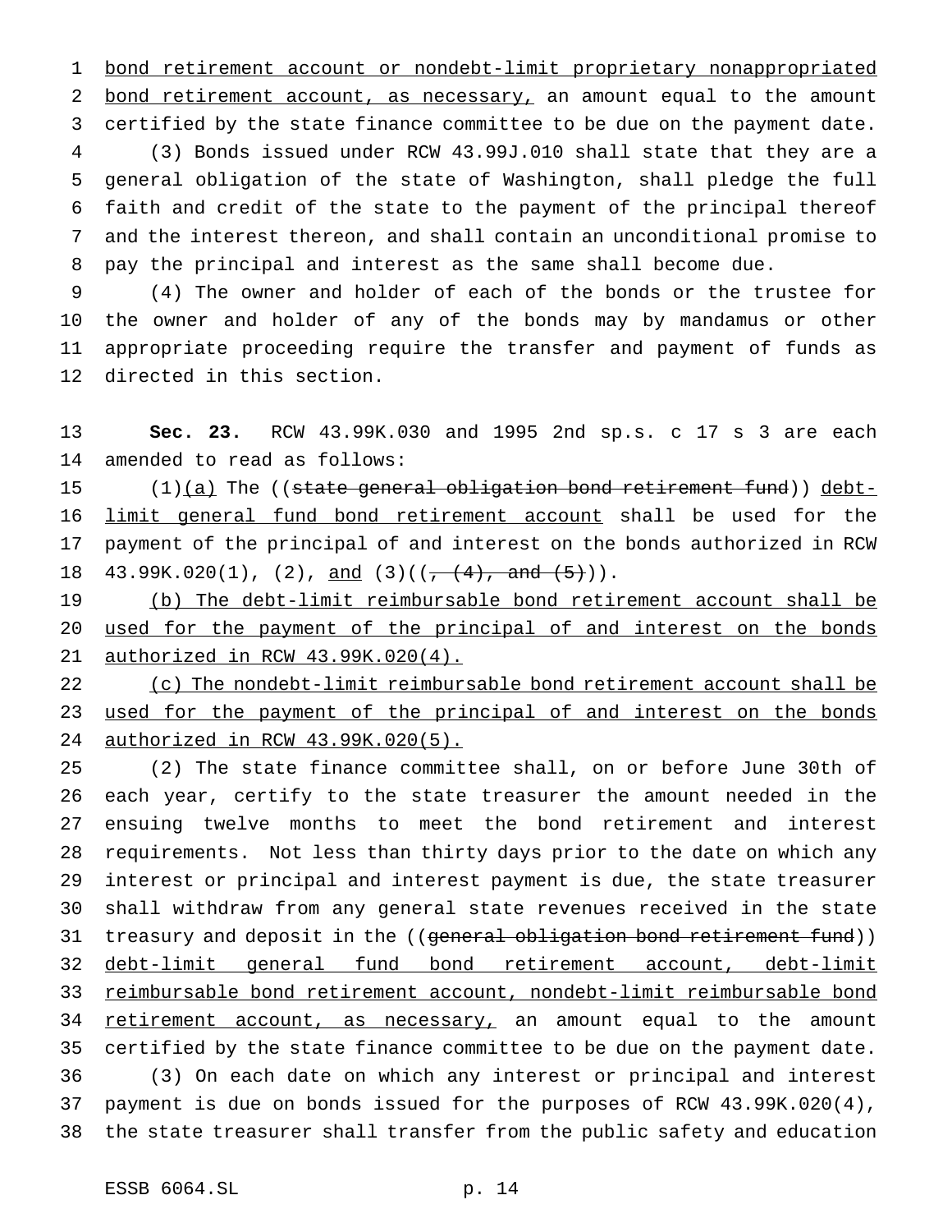bond retirement account or nondebt-limit proprietary nonappropriated bond retirement account, as necessary, an amount equal to the amount certified by the state finance committee to be due on the payment date.

(3) Bonds issued under RCW 43.99J.010 shall state that they are a general obligation of the state of Washington, shall pledge the full faith and credit of the state to the payment of the principal thereof and the interest thereon, and shall contain an unconditional promise to pay the principal and interest as the same shall become due.

(4) The owner and holder of each of the bonds or the trustee for the owner and holder of any of the bonds may by mandamus or other appropriate proceeding require the transfer and payment of funds as directed in this section.

**Sec. 23.** RCW 43.99K.030 and 1995 2nd sp.s. c 17 s 3 are each amended to read as follows:

(1)(a) The ((~~state general obligation bond retirement fund~~)) debt-limit general fund bond retirement account shall be used for the payment of the principal of and interest on the bonds authorized in RCW 43.99K.020(1), (2), and (3)((~~, (4), and (5)~~)).

(b) The debt-limit reimbursable bond retirement account shall be used for the payment of the principal of and interest on the bonds authorized in RCW 43.99K.020(4).

(c) The nondebt-limit reimbursable bond retirement account shall be used for the payment of the principal of and interest on the bonds authorized in RCW 43.99K.020(5).

(2) The state finance committee shall, on or before June 30th of each year, certify to the state treasurer the amount needed in the ensuing twelve months to meet the bond retirement and interest requirements. Not less than thirty days prior to the date on which any interest or principal and interest payment is due, the state treasurer shall withdraw from any general state revenues received in the state treasury and deposit in the ((~~general obligation bond retirement fund~~)) debt-limit general fund bond retirement account, debt-limit reimbursable bond retirement account, nondebt-limit reimbursable bond retirement account, as necessary, an amount equal to the amount certified by the state finance committee to be due on the payment date.

(3) On each date on which any interest or principal and interest payment is due on bonds issued for the purposes of RCW 43.99K.020(4), the state treasurer shall transfer from the public safety and education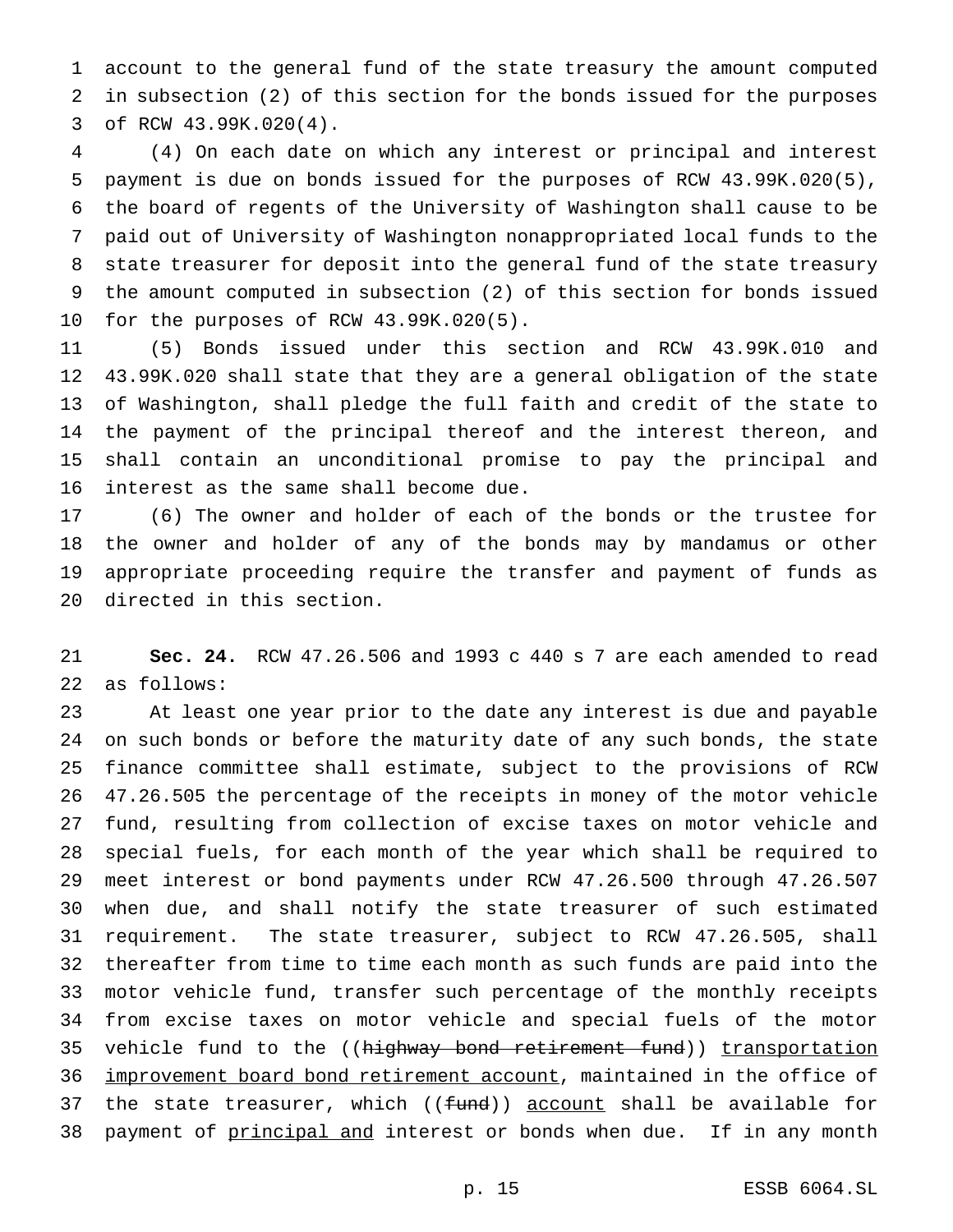account to the general fund of the state treasury the amount computed in subsection (2) of this section for the bonds issued for the purposes of RCW 43.99K.020(4).

(4) On each date on which any interest or principal and interest payment is due on bonds issued for the purposes of RCW 43.99K.020(5), the board of regents of the University of Washington shall cause to be paid out of University of Washington nonappropriated local funds to the state treasurer for deposit into the general fund of the state treasury the amount computed in subsection (2) of this section for bonds issued for the purposes of RCW 43.99K.020(5).

(5) Bonds issued under this section and RCW 43.99K.010 and 43.99K.020 shall state that they are a general obligation of the state of Washington, shall pledge the full faith and credit of the state to the payment of the principal thereof and the interest thereon, and shall contain an unconditional promise to pay the principal and interest as the same shall become due.

(6) The owner and holder of each of the bonds or the trustee for the owner and holder of any of the bonds may by mandamus or other appropriate proceeding require the transfer and payment of funds as directed in this section.

**Sec. 24.** RCW 47.26.506 and 1993 c 440 s 7 are each amended to read as follows:

At least one year prior to the date any interest is due and payable on such bonds or before the maturity date of any such bonds, the state finance committee shall estimate, subject to the provisions of RCW 47.26.505 the percentage of the receipts in money of the motor vehicle fund, resulting from collection of excise taxes on motor vehicle and special fuels, for each month of the year which shall be required to meet interest or bond payments under RCW 47.26.500 through 47.26.507 when due, and shall notify the state treasurer of such estimated requirement. The state treasurer, subject to RCW 47.26.505, shall thereafter from time to time each month as such funds are paid into the motor vehicle fund, transfer such percentage of the monthly receipts from excise taxes on motor vehicle and special fuels of the motor vehicle fund to the ((~~highway bond retirement fund~~)) <u>transportation improvement board bond retirement account</u>, maintained in the office of the state treasurer, which ((~~fund~~)) <u>account</u> shall be available for payment of <u>principal and</u> interest or bonds when due. If in any month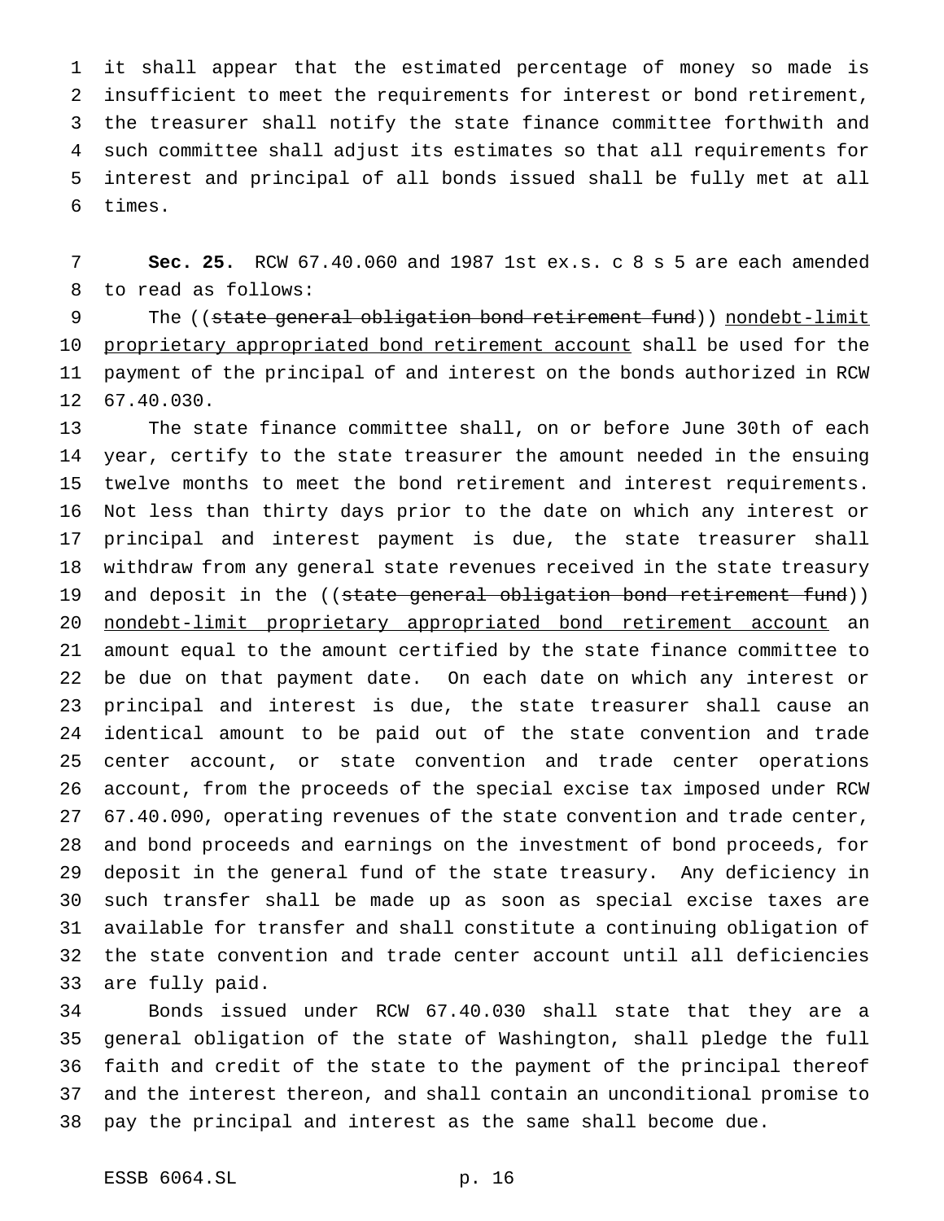it shall appear that the estimated percentage of money so made is insufficient to meet the requirements for interest or bond retirement, the treasurer shall notify the state finance committee forthwith and such committee shall adjust its estimates so that all requirements for interest and principal of all bonds issued shall be fully met at all times.

**Sec. 25.** RCW 67.40.060 and 1987 1st ex.s. c 8 s 5 are each amended to read as follows:

The ((~~state general obligation bond retirement fund~~)) <u>nondebt-limit proprietary appropriated bond retirement account</u> shall be used for the payment of the principal of and interest on the bonds authorized in RCW 67.40.030.

The state finance committee shall, on or before June 30th of each year, certify to the state treasurer the amount needed in the ensuing twelve months to meet the bond retirement and interest requirements. Not less than thirty days prior to the date on which any interest or principal and interest payment is due, the state treasurer shall withdraw from any general state revenues received in the state treasury and deposit in the ((~~state general obligation bond retirement fund~~)) <u>nondebt-limit proprietary appropriated bond retirement account</u> an amount equal to the amount certified by the state finance committee to be due on that payment date. On each date on which any interest or principal and interest is due, the state treasurer shall cause an identical amount to be paid out of the state convention and trade center account, or state convention and trade center operations account, from the proceeds of the special excise tax imposed under RCW 67.40.090, operating revenues of the state convention and trade center, and bond proceeds and earnings on the investment of bond proceeds, for deposit in the general fund of the state treasury. Any deficiency in such transfer shall be made up as soon as special excise taxes are available for transfer and shall constitute a continuing obligation of the state convention and trade center account until all deficiencies are fully paid.

Bonds issued under RCW 67.40.030 shall state that they are a general obligation of the state of Washington, shall pledge the full faith and credit of the state to the payment of the principal thereof and the interest thereon, and shall contain an unconditional promise to pay the principal and interest as the same shall become due.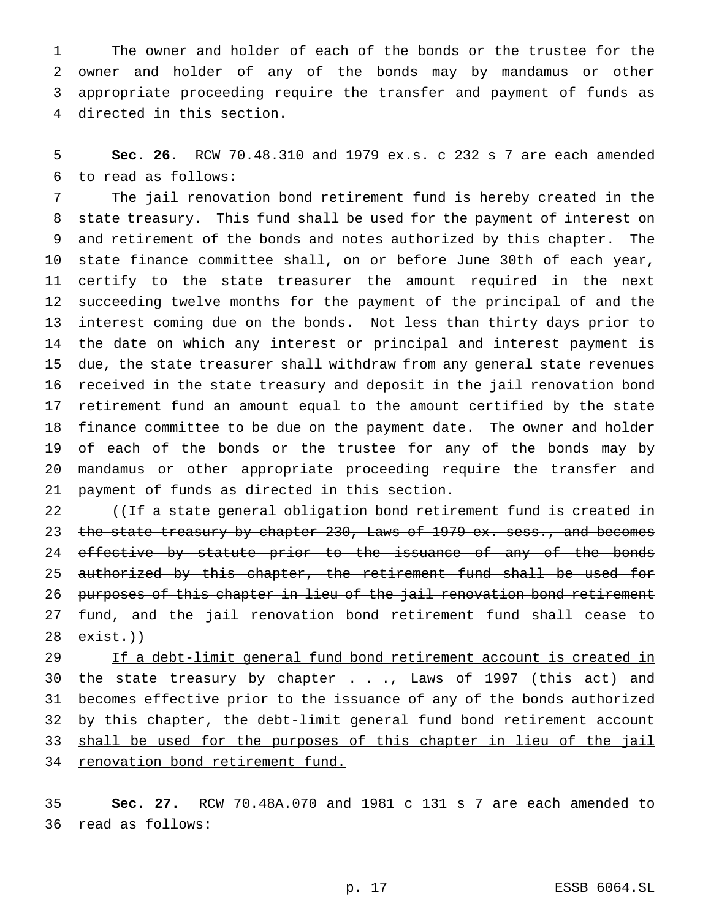The owner and holder of each of the bonds or the trustee for the owner and holder of any of the bonds may by mandamus or other appropriate proceeding require the transfer and payment of funds as directed in this section.

**Sec. 26.** RCW 70.48.310 and 1979 ex.s. c 232 s 7 are each amended to read as follows:

The jail renovation bond retirement fund is hereby created in the state treasury. This fund shall be used for the payment of interest on and retirement of the bonds and notes authorized by this chapter. The state finance committee shall, on or before June 30th of each year, certify to the state treasurer the amount required in the next succeeding twelve months for the payment of the principal of and the interest coming due on the bonds. Not less than thirty days prior to the date on which any interest or principal and interest payment is due, the state treasurer shall withdraw from any general state revenues received in the state treasury and deposit in the jail renovation bond retirement fund an amount equal to the amount certified by the state finance committee to be due on the payment date. The owner and holder of each of the bonds or the trustee for any of the bonds may by mandamus or other appropriate proceeding require the transfer and payment of funds as directed in this section.

((~~If a state general obligation bond retirement fund is created in the state treasury by chapter 230, Laws of 1979 ex. sess., and becomes effective by statute prior to the issuance of any of the bonds authorized by this chapter, the retirement fund shall be used for purposes of this chapter in lieu of the jail renovation bond retirement fund, and the jail renovation bond retirement fund shall cease to exist.~~))

<u>If a debt-limit general fund bond retirement account is created in the state treasury by chapter . . ., Laws of 1997 (this act) and becomes effective prior to the issuance of any of the bonds authorized by this chapter, the debt-limit general fund bond retirement account shall be used for the purposes of this chapter in lieu of the jail renovation bond retirement fund.</u>

**Sec. 27.** RCW 70.48A.070 and 1981 c 131 s 7 are each amended to read as follows: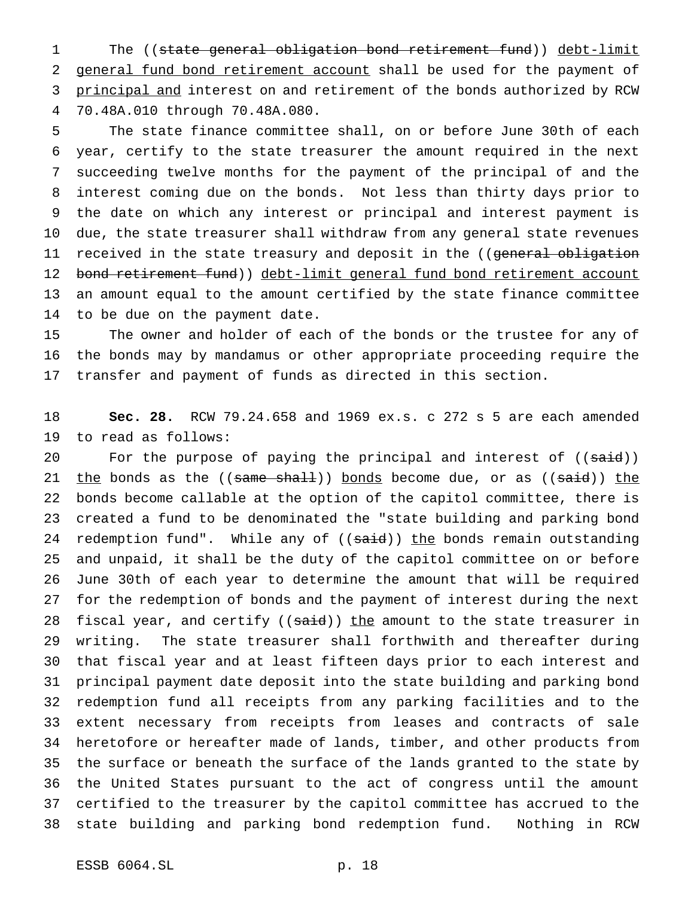The ((~~state general obligation bond retirement fund~~)) <u>debt-limit general fund bond retirement account</u> shall be used for the payment of <u>principal and</u> interest on and retirement of the bonds authorized by RCW 70.48A.010 through 70.48A.080.

The state finance committee shall, on or before June 30th of each year, certify to the state treasurer the amount required in the next succeeding twelve months for the payment of the principal of and the interest coming due on the bonds. Not less than thirty days prior to the date on which any interest or principal and interest payment is due, the state treasurer shall withdraw from any general state revenues received in the state treasury and deposit in the ((~~general obligation bond retirement fund~~)) <u>debt-limit general fund bond retirement account</u> an amount equal to the amount certified by the state finance committee to be due on the payment date.

The owner and holder of each of the bonds or the trustee for any of the bonds may by mandamus or other appropriate proceeding require the transfer and payment of funds as directed in this section.

**Sec. 28.** RCW 79.24.658 and 1969 ex.s. c 272 s 5 are each amended to read as follows:

For the purpose of paying the principal and interest of ((~~said~~)) <u>the</u> bonds as the ((~~same shall~~)) <u>bonds</u> become due, or as ((~~said~~)) <u>the</u> bonds become callable at the option of the capitol committee, there is created a fund to be denominated the "state building and parking bond redemption fund". While any of ((~~said~~)) <u>the</u> bonds remain outstanding and unpaid, it shall be the duty of the capitol committee on or before June 30th of each year to determine the amount that will be required for the redemption of bonds and the payment of interest during the next fiscal year, and certify ((~~said~~)) <u>the</u> amount to the state treasurer in writing. The state treasurer shall forthwith and thereafter during that fiscal year and at least fifteen days prior to each interest and principal payment date deposit into the state building and parking bond redemption fund all receipts from any parking facilities and to the extent necessary from receipts from leases and contracts of sale heretofore or hereafter made of lands, timber, and other products from the surface or beneath the surface of the lands granted to the state by the United States pursuant to the act of congress until the amount certified to the treasurer by the capitol committee has accrued to the state building and parking bond redemption fund. Nothing in RCW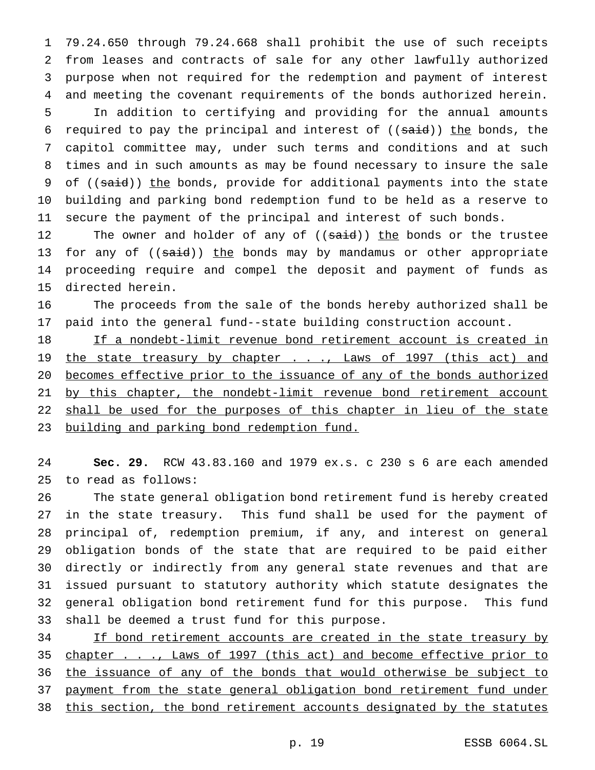79.24.650 through 79.24.668 shall prohibit the use of such receipts from leases and contracts of sale for any other lawfully authorized purpose when not required for the redemption and payment of interest and meeting the covenant requirements of the bonds authorized herein.

In addition to certifying and providing for the annual amounts required to pay the principal and interest of ((~~said~~)) <u>the</u> bonds, the capitol committee may, under such terms and conditions and at such times and in such amounts as may be found necessary to insure the sale of ((~~said~~)) <u>the</u> bonds, provide for additional payments into the state building and parking bond redemption fund to be held as a reserve to secure the payment of the principal and interest of such bonds.

The owner and holder of any of ((~~said~~)) <u>the</u> bonds or the trustee for any of ((~~said~~)) <u>the</u> bonds may by mandamus or other appropriate proceeding require and compel the deposit and payment of funds as directed herein.

The proceeds from the sale of the bonds hereby authorized shall be paid into the general fund--state building construction account.

<u>If a nondebt-limit revenue bond retirement account is created in the state treasury by chapter . . ., Laws of 1997 (this act) and becomes effective prior to the issuance of any of the bonds authorized by this chapter, the nondebt-limit revenue bond retirement account shall be used for the purposes of this chapter in lieu of the state building and parking bond redemption fund.</u>

**Sec. 29.** RCW 43.83.160 and 1979 ex.s. c 230 s 6 are each amended to read as follows:

The state general obligation bond retirement fund is hereby created in the state treasury. This fund shall be used for the payment of principal of, redemption premium, if any, and interest on general obligation bonds of the state that are required to be paid either directly or indirectly from any general state revenues and that are issued pursuant to statutory authority which statute designates the general obligation bond retirement fund for this purpose. This fund shall be deemed a trust fund for this purpose.

<u>If bond retirement accounts are created in the state treasury by chapter . . ., Laws of 1997 (this act) and become effective prior to the issuance of any of the bonds that would otherwise be subject to payment from the state general obligation bond retirement fund under this section, the bond retirement accounts designated by the statutes</u>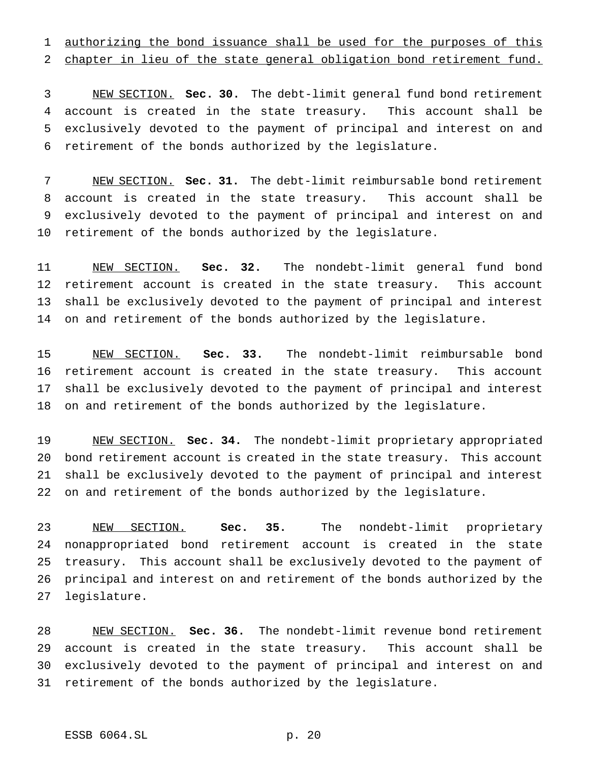authorizing the bond issuance shall be used for the purposes of this chapter in lieu of the state general obligation bond retirement fund.

NEW SECTION. **Sec. 30.** The debt-limit general fund bond retirement account is created in the state treasury. This account shall be exclusively devoted to the payment of principal and interest on and retirement of the bonds authorized by the legislature.

NEW SECTION. **Sec. 31.** The debt-limit reimbursable bond retirement account is created in the state treasury. This account shall be exclusively devoted to the payment of principal and interest on and retirement of the bonds authorized by the legislature.

NEW SECTION. **Sec. 32.** The nondebt-limit general fund bond retirement account is created in the state treasury. This account shall be exclusively devoted to the payment of principal and interest on and retirement of the bonds authorized by the legislature.

NEW SECTION. **Sec. 33.** The nondebt-limit reimbursable bond retirement account is created in the state treasury. This account shall be exclusively devoted to the payment of principal and interest on and retirement of the bonds authorized by the legislature.

NEW SECTION. **Sec. 34.** The nondebt-limit proprietary appropriated bond retirement account is created in the state treasury. This account shall be exclusively devoted to the payment of principal and interest on and retirement of the bonds authorized by the legislature.

NEW SECTION. **Sec. 35.** The nondebt-limit proprietary nonappropriated bond retirement account is created in the state treasury. This account shall be exclusively devoted to the payment of principal and interest on and retirement of the bonds authorized by the legislature.

NEW SECTION. **Sec. 36.** The nondebt-limit revenue bond retirement account is created in the state treasury. This account shall be exclusively devoted to the payment of principal and interest on and retirement of the bonds authorized by the legislature.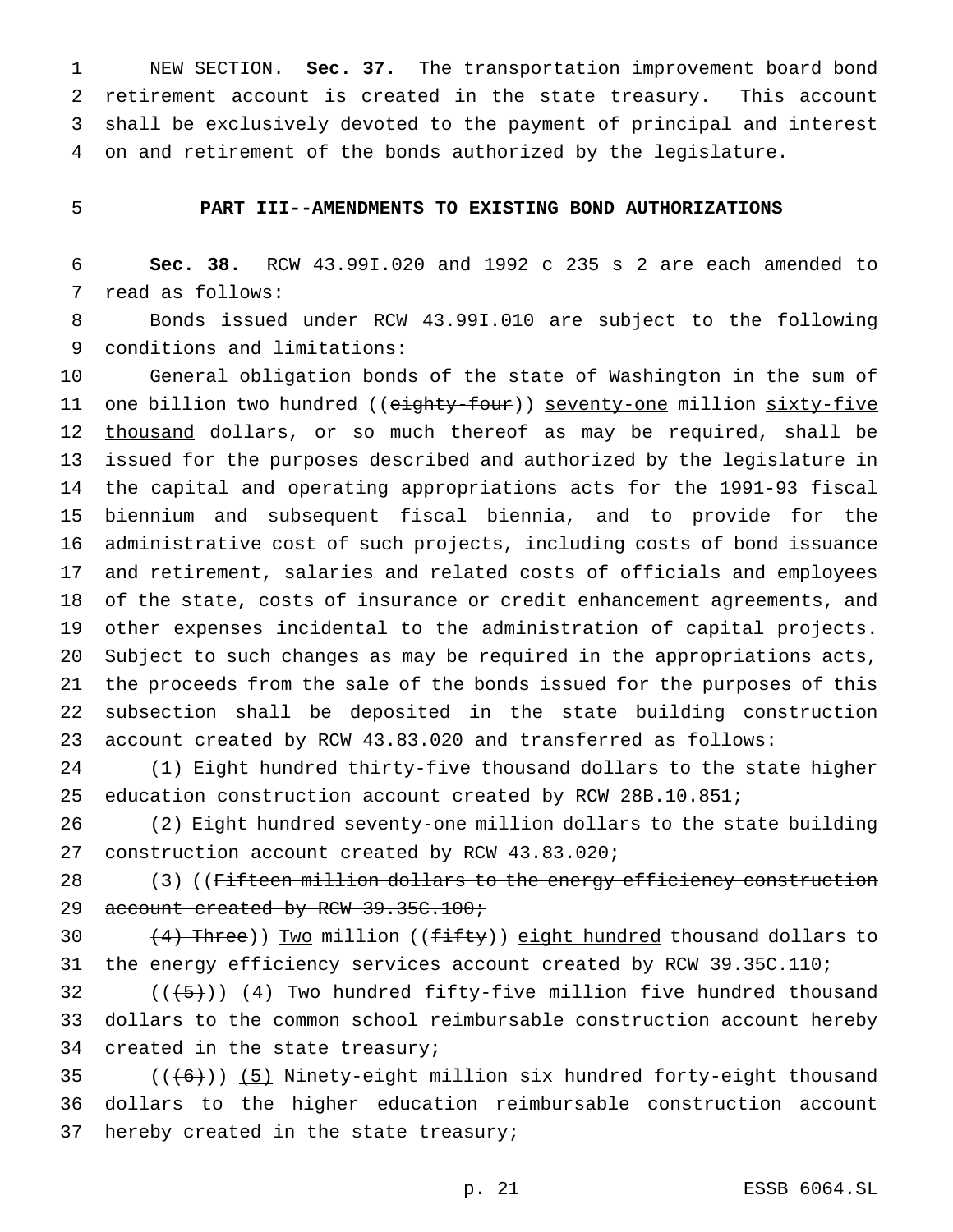NEW SECTION. **Sec. 37.** The transportation improvement board bond retirement account is created in the state treasury. This account shall be exclusively devoted to the payment of principal and interest on and retirement of the bonds authorized by the legislature.

## PART III--AMENDMENTS TO EXISTING BOND AUTHORIZATIONS

**Sec. 38.** RCW 43.99I.020 and 1992 c 235 s 2 are each amended to read as follows:

Bonds issued under RCW 43.99I.010 are subject to the following conditions and limitations:

General obligation bonds of the state of Washington in the sum of one billion two hundred ((~~eighty-four~~)) seventy-one million sixty-five thousand dollars, or so much thereof as may be required, shall be issued for the purposes described and authorized by the legislature in the capital and operating appropriations acts for the 1991-93 fiscal biennium and subsequent fiscal biennia, and to provide for the administrative cost of such projects, including costs of bond issuance and retirement, salaries and related costs of officials and employees of the state, costs of insurance or credit enhancement agreements, and other expenses incidental to the administration of capital projects. Subject to such changes as may be required in the appropriations acts, the proceeds from the sale of the bonds issued for the purposes of this subsection shall be deposited in the state building construction account created by RCW 43.83.020 and transferred as follows:

(1) Eight hundred thirty-five thousand dollars to the state higher education construction account created by RCW 28B.10.851;

(2) Eight hundred seventy-one million dollars to the state building construction account created by RCW 43.83.020;

(3) ((~~Fifteen million dollars to the energy efficiency construction account created by RCW 39.35C.100;~~

~~(4) Three~~)) Two million ((~~fifty~~)) eight hundred thousand dollars to the energy efficiency services account created by RCW 39.35C.110;

((~~(5)~~)) (4) Two hundred fifty-five million five hundred thousand dollars to the common school reimbursable construction account hereby created in the state treasury;

((~~(6)~~)) (5) Ninety-eight million six hundred forty-eight thousand dollars to the higher education reimbursable construction account hereby created in the state treasury;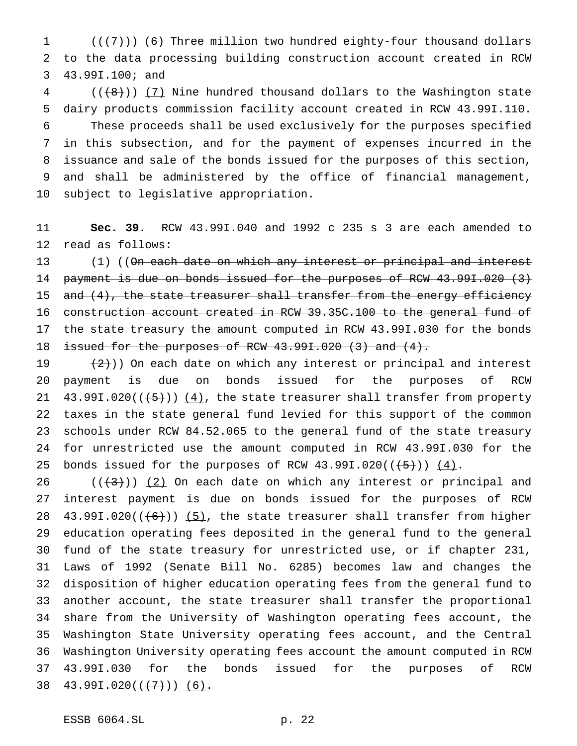(((7))) (6) Three million two hundred eighty-four thousand dollars to the data processing building construction account created in RCW 43.99I.100; and

(((8))) (7) Nine hundred thousand dollars to the Washington state dairy products commission facility account created in RCW 43.99I.110.

These proceeds shall be used exclusively for the purposes specified in this subsection, and for the payment of expenses incurred in the issuance and sale of the bonds issued for the purposes of this section, and shall be administered by the office of financial management, subject to legislative appropriation.

**Sec. 39.** RCW 43.99I.040 and 1992 c 235 s 3 are each amended to read as follows:

(1) ((~~On each date on which any interest or principal and interest payment is due on bonds issued for the purposes of RCW 43.99I.020 (3) and (4), the state treasurer shall transfer from the energy efficiency construction account created in RCW 39.35C.100 to the general fund of the state treasury the amount computed in RCW 43.99I.030 for the bonds issued for the purposes of RCW 43.99I.020 (3) and (4).~~

~~(2)~~)) On each date on which any interest or principal and interest payment is due on bonds issued for the purposes of RCW 43.99I.020((~~(5)~~)) (4), the state treasurer shall transfer from property taxes in the state general fund levied for this support of the common schools under RCW 84.52.065 to the general fund of the state treasury for unrestricted use the amount computed in RCW 43.99I.030 for the bonds issued for the purposes of RCW 43.99I.020((~~(5)~~)) (4).

((~~(3)~~)) (2) On each date on which any interest or principal and interest payment is due on bonds issued for the purposes of RCW 43.99I.020((~~(6)~~)) (5), the state treasurer shall transfer from higher education operating fees deposited in the general fund to the general fund of the state treasury for unrestricted use, or if chapter 231, Laws of 1992 (Senate Bill No. 6285) becomes law and changes the disposition of higher education operating fees from the general fund to another account, the state treasurer shall transfer the proportional share from the University of Washington operating fees account, the Washington State University operating fees account, and the Central Washington University operating fees account the amount computed in RCW 43.99I.030 for the bonds issued for the purposes of RCW 43.99I.020((~~(7)~~)) (6).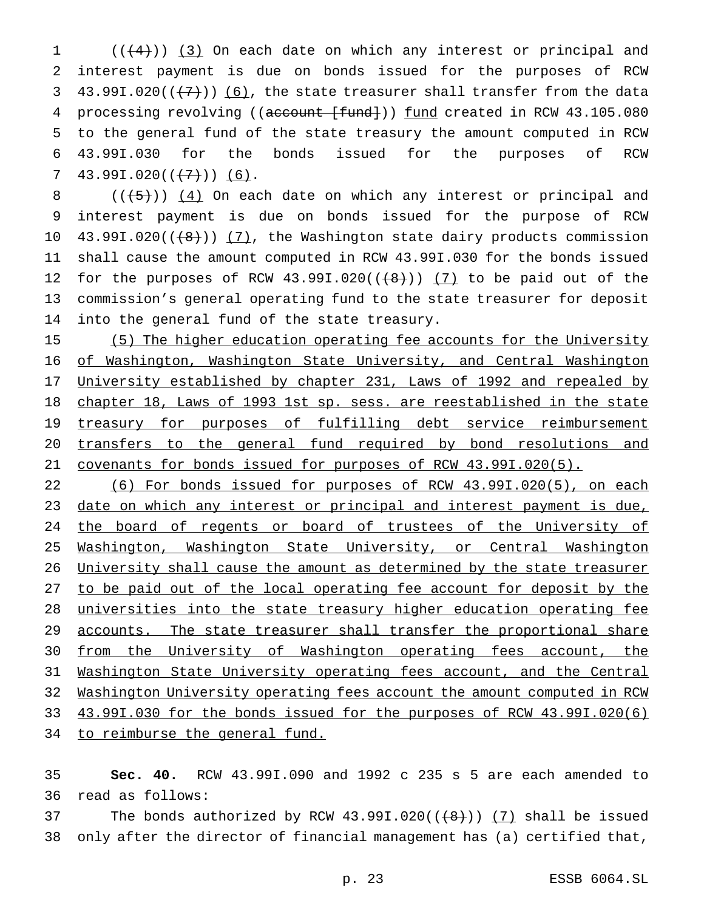((~~(4)~~)) <u>(3)</u> On each date on which any interest or principal and interest payment is due on bonds issued for the purposes of RCW 43.99I.020((~~(7)~~)) <u>(6)</u>, the state treasurer shall transfer from the data processing revolving ((~~account [fund]~~)) <u>fund</u> created in RCW 43.105.080 to the general fund of the state treasury the amount computed in RCW 43.99I.030 for the bonds issued for the purposes of RCW 43.99I.020((~~(7)~~)) <u>(6)</u>.

((~~(5)~~)) <u>(4)</u> On each date on which any interest or principal and interest payment is due on bonds issued for the purpose of RCW 43.99I.020((~~(8)~~)) <u>(7)</u>, the Washington state dairy products commission shall cause the amount computed in RCW 43.99I.030 for the bonds issued for the purposes of RCW 43.99I.020((~~(8)~~)) <u>(7)</u> to be paid out of the commission's general operating fund to the state treasurer for deposit into the general fund of the state treasury.

<u>(5) The higher education operating fee accounts for the University of Washington, Washington State University, and Central Washington University established by chapter 231, Laws of 1992 and repealed by chapter 18, Laws of 1993 1st sp. sess. are reestablished in the state treasury for purposes of fulfilling debt service reimbursement transfers to the general fund required by bond resolutions and covenants for bonds issued for purposes of RCW 43.99I.020(5).</u>

<u>(6) For bonds issued for purposes of RCW 43.99I.020(5), on each date on which any interest or principal and interest payment is due, the board of regents or board of trustees of the University of Washington, Washington State University, or Central Washington University shall cause the amount as determined by the state treasurer to be paid out of the local operating fee account for deposit by the universities into the state treasury higher education operating fee accounts. The state treasurer shall transfer the proportional share from the University of Washington operating fees account, the Washington State University operating fees account, and the Central Washington University operating fees account the amount computed in RCW 43.99I.030 for the bonds issued for the purposes of RCW 43.99I.020(6) to reimburse the general fund.</u>

**Sec. 40.** RCW 43.99I.090 and 1992 c 235 s 5 are each amended to read as follows:

The bonds authorized by RCW 43.99I.020((~~(8)~~)) <u>(7)</u> shall be issued only after the director of financial management has (a) certified that,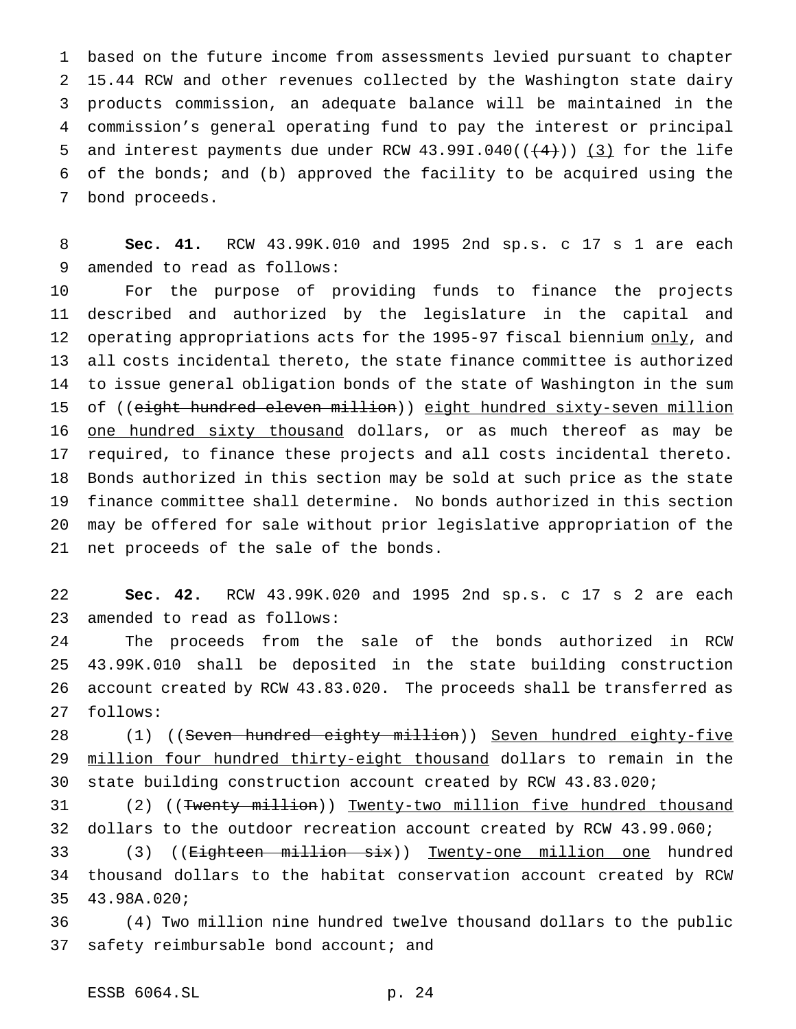based on the future income from assessments levied pursuant to chapter 15.44 RCW and other revenues collected by the Washington state dairy products commission, an adequate balance will be maintained in the commission's general operating fund to pay the interest or principal and interest payments due under RCW 43.99I.040((~~(4)~~)) <u>(3)</u> for the life of the bonds; and (b) approved the facility to be acquired using the bond proceeds.

**Sec. 41.** RCW 43.99K.010 and 1995 2nd sp.s. c 17 s 1 are each amended to read as follows:

For the purpose of providing funds to finance the projects described and authorized by the legislature in the capital and operating appropriations acts for the 1995-97 fiscal biennium <u>only</u>, and all costs incidental thereto, the state finance committee is authorized to issue general obligation bonds of the state of Washington in the sum of ((~~eight hundred eleven million~~)) <u>eight hundred sixty-seven million one hundred sixty thousand</u> dollars, or as much thereof as may be required, to finance these projects and all costs incidental thereto. Bonds authorized in this section may be sold at such price as the state finance committee shall determine. No bonds authorized in this section may be offered for sale without prior legislative appropriation of the net proceeds of the sale of the bonds.

**Sec. 42.** RCW 43.99K.020 and 1995 2nd sp.s. c 17 s 2 are each amended to read as follows:

The proceeds from the sale of the bonds authorized in RCW 43.99K.010 shall be deposited in the state building construction account created by RCW 43.83.020. The proceeds shall be transferred as follows:

(1) ((~~Seven hundred eighty million~~)) <u>Seven hundred eighty-five million four hundred thirty-eight thousand</u> dollars to remain in the state building construction account created by RCW 43.83.020;

(2) ((~~Twenty million~~)) <u>Twenty-two million five hundred thousand</u> dollars to the outdoor recreation account created by RCW 43.99.060;

(3) ((~~Eighteen million six~~)) <u>Twenty-one million one</u> hundred thousand dollars to the habitat conservation account created by RCW 43.98A.020;

(4) Two million nine hundred twelve thousand dollars to the public safety reimbursable bond account; and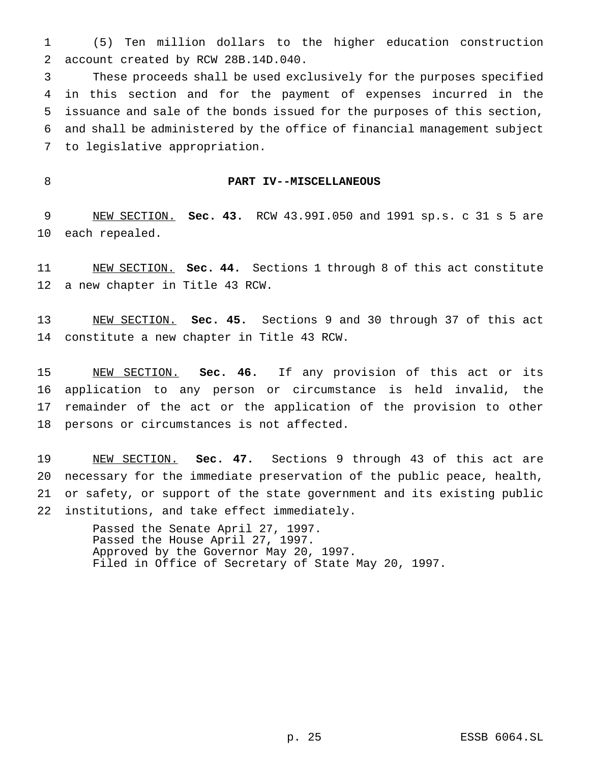(5) Ten million dollars to the higher education construction account created by RCW 28B.14D.040.

These proceeds shall be used exclusively for the purposes specified in this section and for the payment of expenses incurred in the issuance and sale of the bonds issued for the purposes of this section, and shall be administered by the office of financial management subject to legislative appropriation.

## PART IV--MISCELLANEOUS

NEW SECTION. **Sec. 43.** RCW 43.99I.050 and 1991 sp.s. c 31 s 5 are each repealed.

NEW SECTION. **Sec. 44.** Sections 1 through 8 of this act constitute a new chapter in Title 43 RCW.

NEW SECTION. **Sec. 45.** Sections 9 and 30 through 37 of this act constitute a new chapter in Title 43 RCW.

NEW SECTION. **Sec. 46.** If any provision of this act or its application to any person or circumstance is held invalid, the remainder of the act or the application of the provision to other persons or circumstances is not affected.

NEW SECTION. **Sec. 47.** Sections 9 through 43 of this act are necessary for the immediate preservation of the public peace, health, or safety, or support of the state government and its existing public institutions, and take effect immediately.

Passed the Senate April 27, 1997.
Passed the House April 27, 1997.
Approved by the Governor May 20, 1997.
Filed in Office of Secretary of State May 20, 1997.